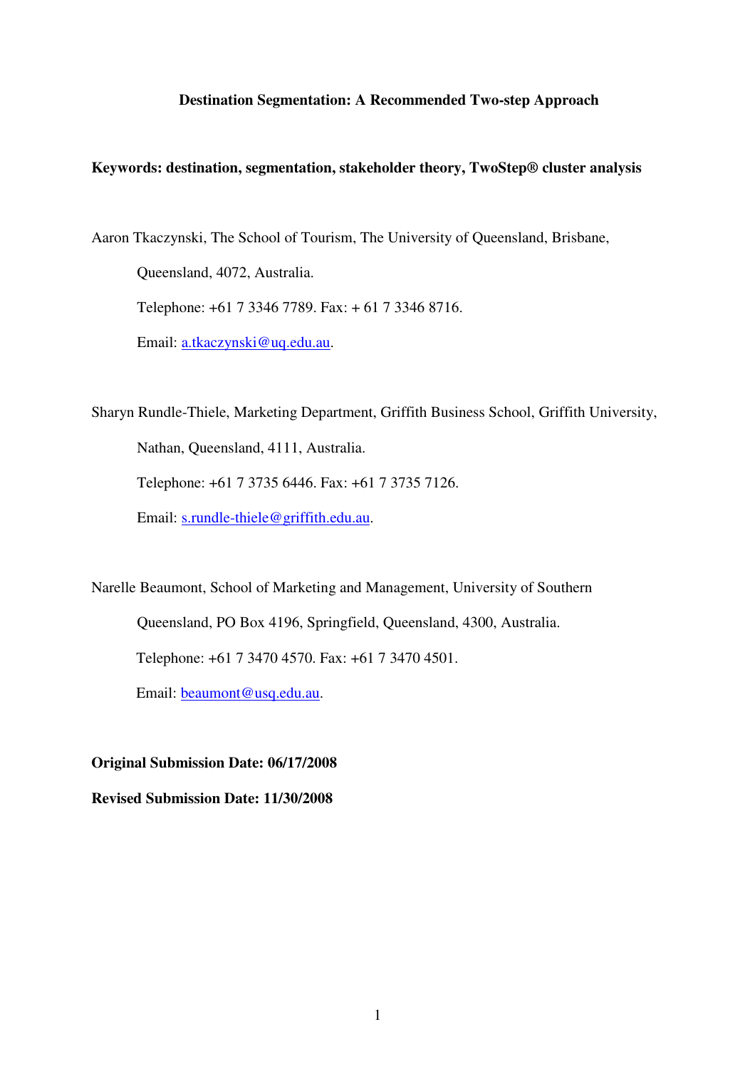**Destination Segmentation: A Recommended Two-step Approach**

**Keywords: destination, segmentation, stakeholder theory, TwoStep® cluster analysis**

Aaron Tkaczynski, The School of Tourism, The University of Queensland, Brisbane, Queensland, 4072, Australia.

Telephone: +61 7 3346 7789. Fax: + 61 7 3346 8716.

Email: a.tkaczynski@uq.edu.au.

Sharyn Rundle-Thiele, Marketing Department, Griffith Business School, Griffith University, Nathan, Queensland, 4111, Australia.

Telephone: +61 7 3735 6446. Fax: +61 7 3735 7126.

Email: s.rundle-thiele@griffith.edu.au.

Narelle Beaumont, School of Marketing and Management, University of Southern Queensland, PO Box 4196, Springfield, Queensland, 4300, Australia.

Telephone: +61 7 3470 4570. Fax: +61 7 3470 4501.

Email: beaumont@usq.edu.au.

**Original Submission Date: 06/17/2008**

**Revised Submission Date: 11/30/2008**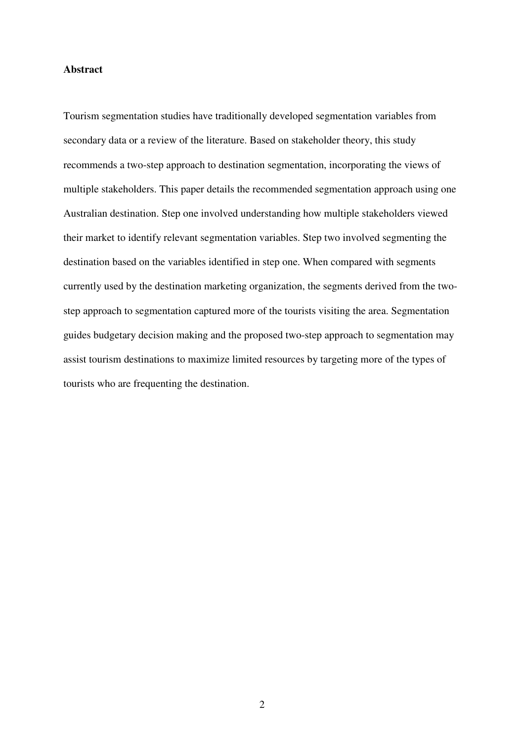## Abstract

Tourism segmentation studies have traditionally developed segmentation variables from secondary data or a review of the literature. Based on stakeholder theory, this study recommends a two-step approach to destination segmentation, incorporating the views of multiple stakeholders. This paper details the recommended segmentation approach using one Australian destination. Step one involved understanding how multiple stakeholders viewed their market to identify relevant segmentation variables. Step two involved segmenting the destination based on the variables identified in step one. When compared with segments currently used by the destination marketing organization, the segments derived from the two-step approach to segmentation captured more of the tourists visiting the area. Segmentation guides budgetary decision making and the proposed two-step approach to segmentation may assist tourism destinations to maximize limited resources by targeting more of the types of tourists who are frequenting the destination.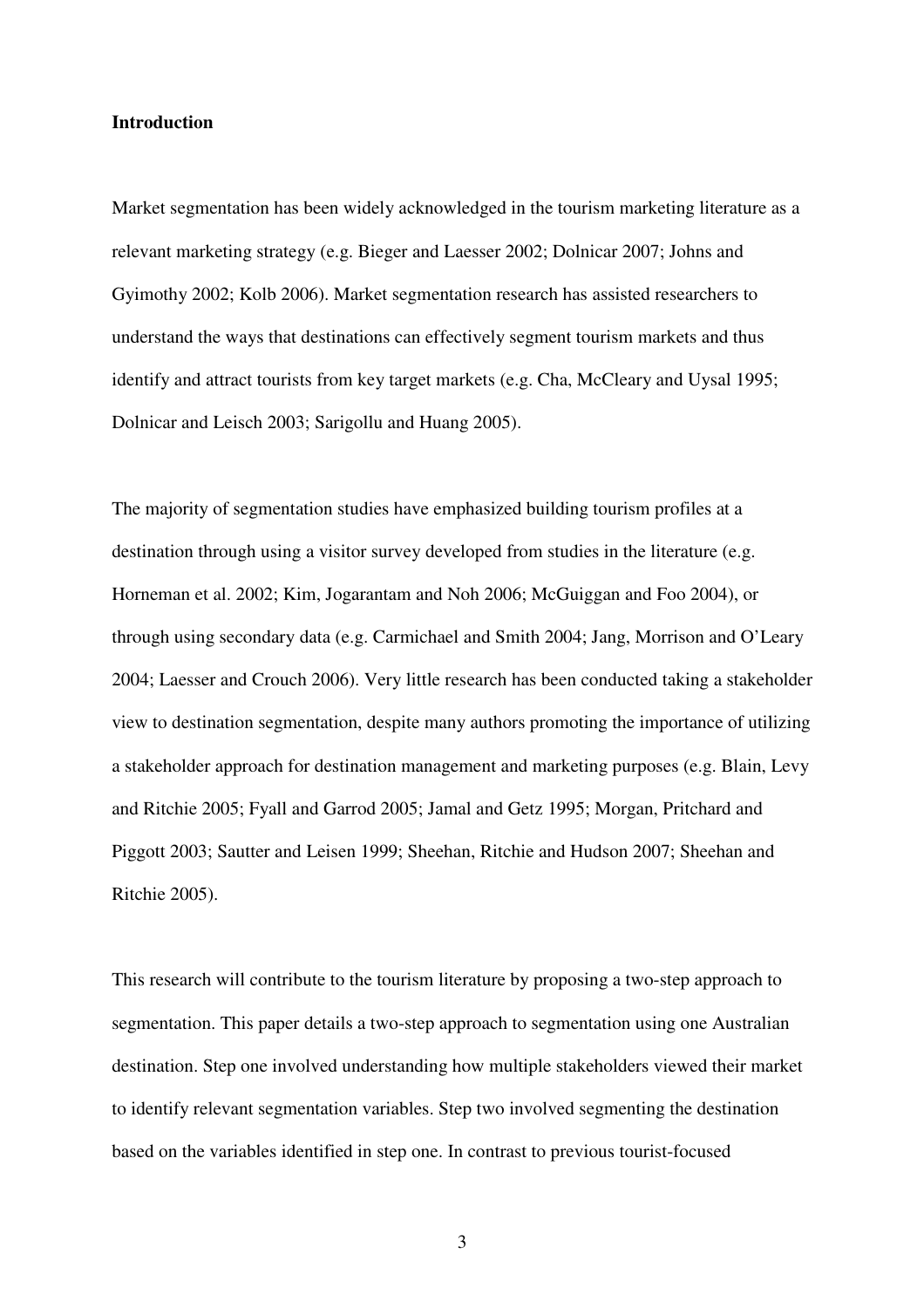**Introduction**

Market segmentation has been widely acknowledged in the tourism marketing literature as a relevant marketing strategy (e.g. Bieger and Laesser 2002; Dolnicar 2007; Johns and Gyimothy 2002; Kolb 2006). Market segmentation research has assisted researchers to understand the ways that destinations can effectively segment tourism markets and thus identify and attract tourists from key target markets (e.g. Cha, McCleary and Uysal 1995; Dolnicar and Leisch 2003; Sarigollu and Huang 2005).

The majority of segmentation studies have emphasized building tourism profiles at a destination through using a visitor survey developed from studies in the literature (e.g. Horneman et al. 2002; Kim, Jogarantam and Noh 2006; McGuiggan and Foo 2004), or through using secondary data (e.g. Carmichael and Smith 2004; Jang, Morrison and O'Leary 2004; Laesser and Crouch 2006). Very little research has been conducted taking a stakeholder view to destination segmentation, despite many authors promoting the importance of utilizing a stakeholder approach for destination management and marketing purposes (e.g. Blain, Levy and Ritchie 2005; Fyall and Garrod 2005; Jamal and Getz 1995; Morgan, Pritchard and Piggott 2003; Sautter and Leisen 1999; Sheehan, Ritchie and Hudson 2007; Sheehan and Ritchie 2005).

This research will contribute to the tourism literature by proposing a two-step approach to segmentation. This paper details a two-step approach to segmentation using one Australian destination. Step one involved understanding how multiple stakeholders viewed their market to identify relevant segmentation variables. Step two involved segmenting the destination based on the variables identified in step one. In contrast to previous tourist-focused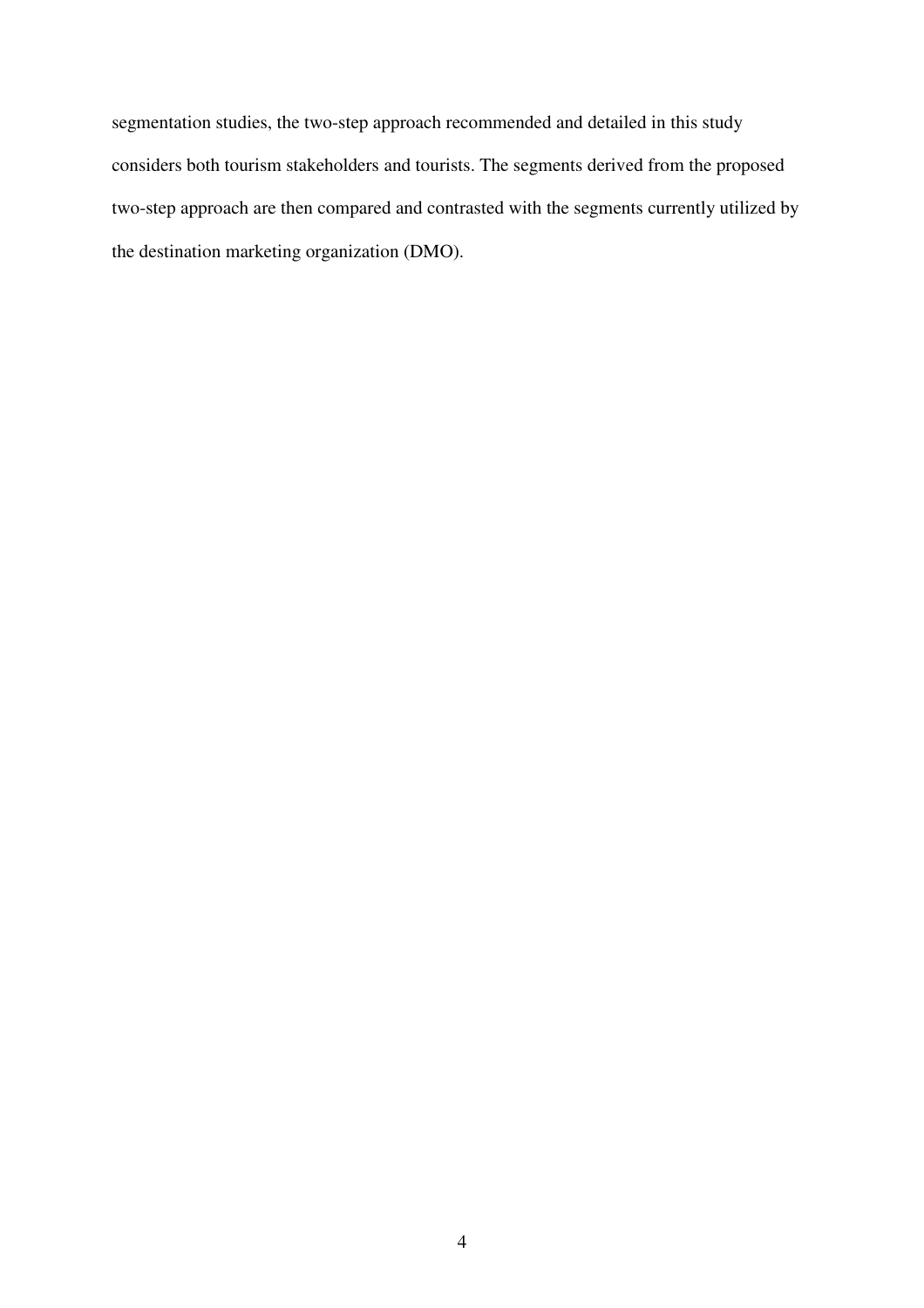segmentation studies, the two-step approach recommended and detailed in this study considers both tourism stakeholders and tourists. The segments derived from the proposed two-step approach are then compared and contrasted with the segments currently utilized by the destination marketing organization (DMO).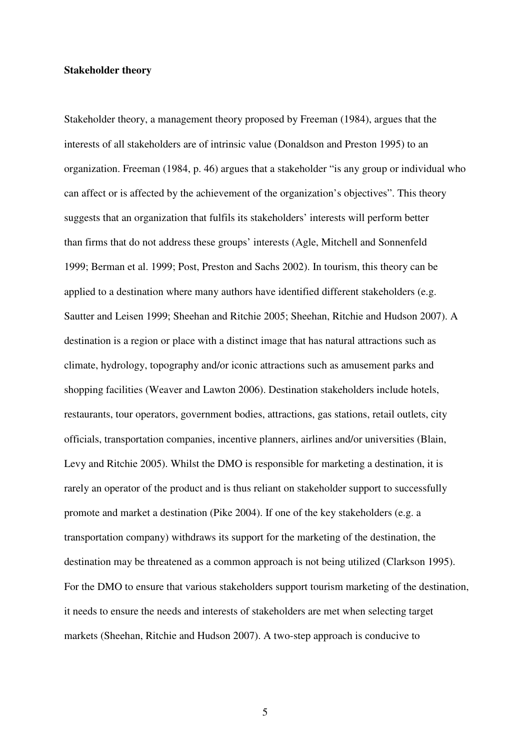**Stakeholder theory**

Stakeholder theory, a management theory proposed by Freeman (1984), argues that the interests of all stakeholders are of intrinsic value (Donaldson and Preston 1995) to an organization. Freeman (1984, p. 46) argues that a stakeholder "is any group or individual who can affect or is affected by the achievement of the organization's objectives". This theory suggests that an organization that fulfils its stakeholders' interests will perform better than firms that do not address these groups' interests (Agle, Mitchell and Sonnenfeld 1999; Berman et al. 1999; Post, Preston and Sachs 2002). In tourism, this theory can be applied to a destination where many authors have identified different stakeholders (e.g. Sautter and Leisen 1999; Sheehan and Ritchie 2005; Sheehan, Ritchie and Hudson 2007). A destination is a region or place with a distinct image that has natural attractions such as climate, hydrology, topography and/or iconic attractions such as amusement parks and shopping facilities (Weaver and Lawton 2006). Destination stakeholders include hotels, restaurants, tour operators, government bodies, attractions, gas stations, retail outlets, city officials, transportation companies, incentive planners, airlines and/or universities (Blain, Levy and Ritchie 2005). Whilst the DMO is responsible for marketing a destination, it is rarely an operator of the product and is thus reliant on stakeholder support to successfully promote and market a destination (Pike 2004). If one of the key stakeholders (e.g. a transportation company) withdraws its support for the marketing of the destination, the destination may be threatened as a common approach is not being utilized (Clarkson 1995). For the DMO to ensure that various stakeholders support tourism marketing of the destination, it needs to ensure the needs and interests of stakeholders are met when selecting target markets (Sheehan, Ritchie and Hudson 2007). A two-step approach is conducive to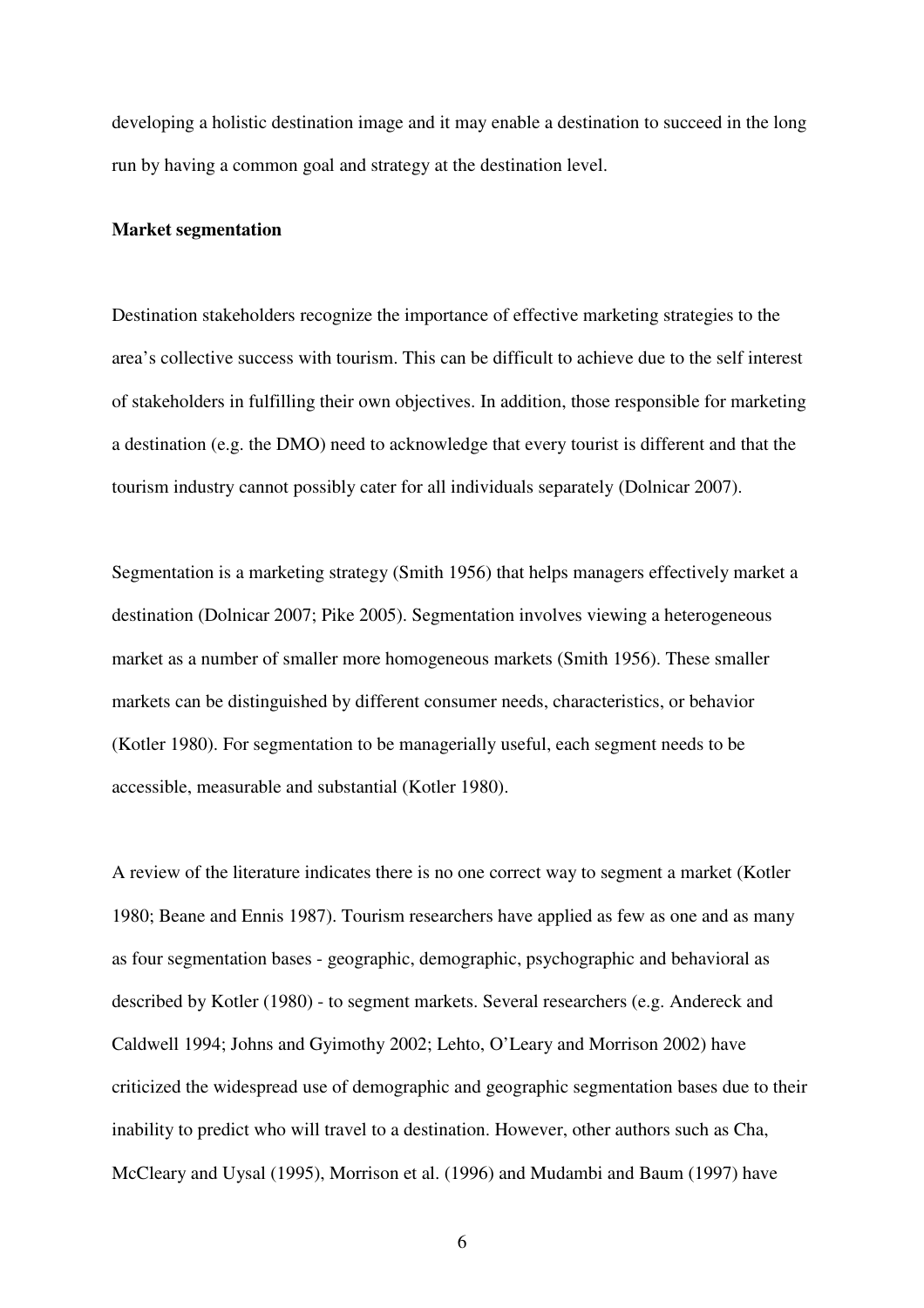developing a holistic destination image and it may enable a destination to succeed in the long run by having a common goal and strategy at the destination level.

**Market segmentation**

Destination stakeholders recognize the importance of effective marketing strategies to the area's collective success with tourism. This can be difficult to achieve due to the self interest of stakeholders in fulfilling their own objectives. In addition, those responsible for marketing a destination (e.g. the DMO) need to acknowledge that every tourist is different and that the tourism industry cannot possibly cater for all individuals separately (Dolnicar 2007).

Segmentation is a marketing strategy (Smith 1956) that helps managers effectively market a destination (Dolnicar 2007; Pike 2005). Segmentation involves viewing a heterogeneous market as a number of smaller more homogeneous markets (Smith 1956). These smaller markets can be distinguished by different consumer needs, characteristics, or behavior (Kotler 1980). For segmentation to be managerially useful, each segment needs to be accessible, measurable and substantial (Kotler 1980).

A review of the literature indicates there is no one correct way to segment a market (Kotler 1980; Beane and Ennis 1987). Tourism researchers have applied as few as one and as many as four segmentation bases - geographic, demographic, psychographic and behavioral as described by Kotler (1980) - to segment markets. Several researchers (e.g. Andereck and Caldwell 1994; Johns and Gyimothy 2002; Lehto, O'Leary and Morrison 2002) have criticized the widespread use of demographic and geographic segmentation bases due to their inability to predict who will travel to a destination. However, other authors such as Cha, McCleary and Uysal (1995), Morrison et al. (1996) and Mudambi and Baum (1997) have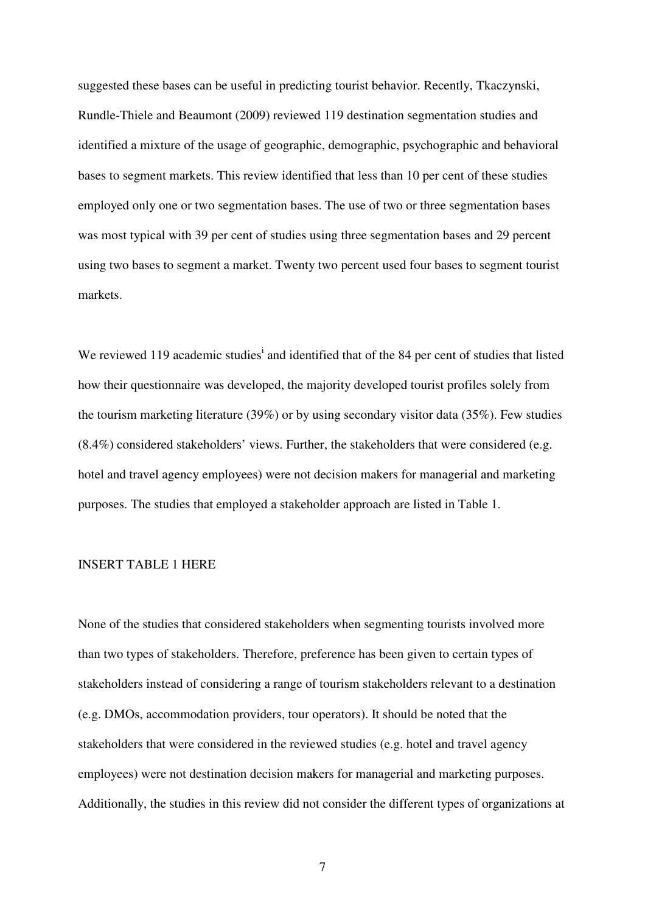suggested these bases can be useful in predicting tourist behavior. Recently, Tkaczynski, Rundle-Thiele and Beaumont (2009) reviewed 119 destination segmentation studies and identified a mixture of the usage of geographic, demographic, psychographic and behavioral bases to segment markets. This review identified that less than 10 per cent of these studies employed only one or two segmentation bases. The use of two or three segmentation bases was most typical with 39 per cent of studies using three segmentation bases and 29 percent using two bases to segment a market. Twenty two percent used four bases to segment tourist markets.

We reviewed 119 academic studies[i] and identified that of the 84 per cent of studies that listed how their questionnaire was developed, the majority developed tourist profiles solely from the tourism marketing literature (39%) or by using secondary visitor data (35%). Few studies (8.4%) considered stakeholders' views. Further, the stakeholders that were considered (e.g. hotel and travel agency employees) were not decision makers for managerial and marketing purposes. The studies that employed a stakeholder approach are listed in Table 1.

INSERT TABLE 1 HERE

None of the studies that considered stakeholders when segmenting tourists involved more than two types of stakeholders. Therefore, preference has been given to certain types of stakeholders instead of considering a range of tourism stakeholders relevant to a destination (e.g. DMOs, accommodation providers, tour operators). It should be noted that the stakeholders that were considered in the reviewed studies (e.g. hotel and travel agency employees) were not destination decision makers for managerial and marketing purposes. Additionally, the studies in this review did not consider the different types of organizations at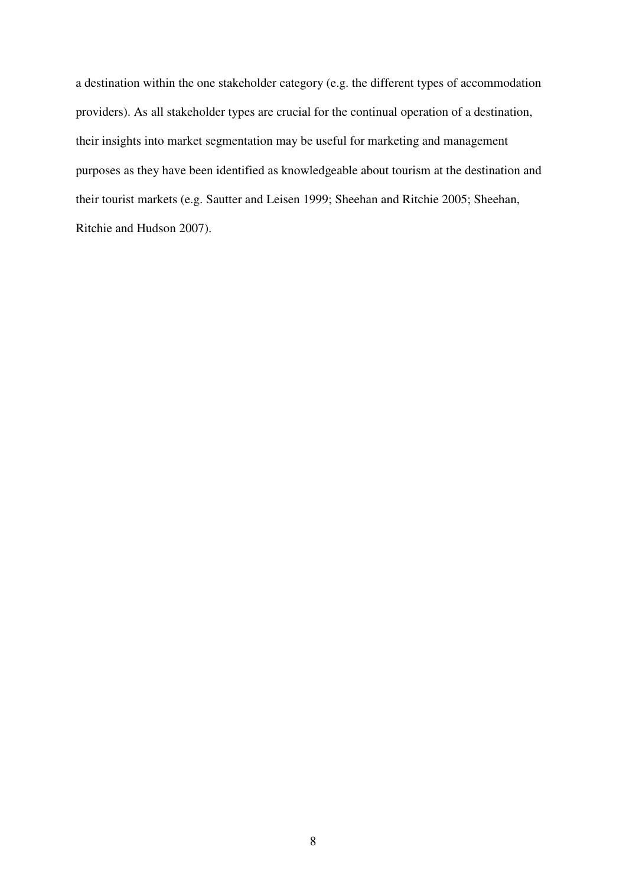a destination within the one stakeholder category (e.g. the different types of accommodation providers). As all stakeholder types are crucial for the continual operation of a destination, their insights into market segmentation may be useful for marketing and management purposes as they have been identified as knowledgeable about tourism at the destination and their tourist markets (e.g. Sautter and Leisen 1999; Sheehan and Ritchie 2005; Sheehan, Ritchie and Hudson 2007).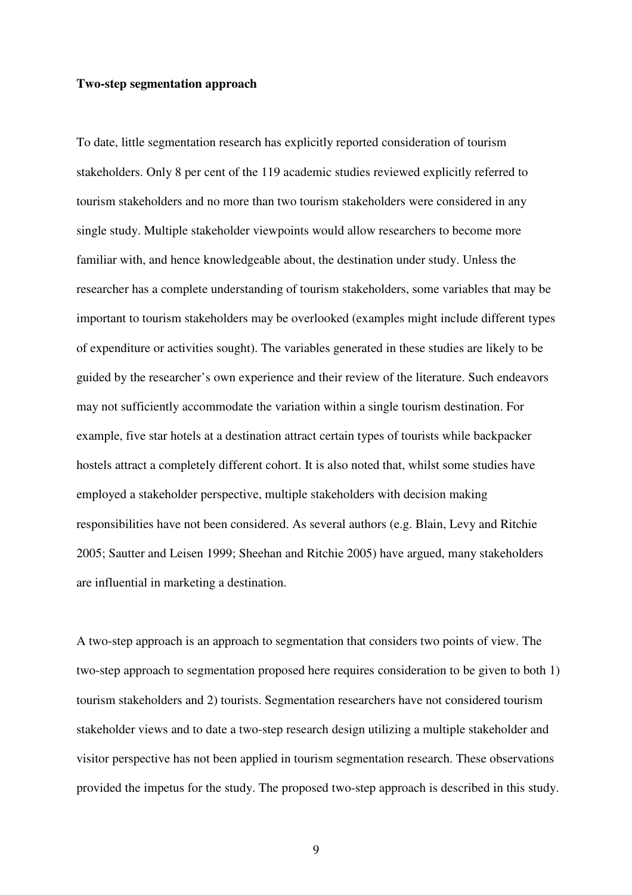**Two-step segmentation approach**

To date, little segmentation research has explicitly reported consideration of tourism stakeholders. Only 8 per cent of the 119 academic studies reviewed explicitly referred to tourism stakeholders and no more than two tourism stakeholders were considered in any single study. Multiple stakeholder viewpoints would allow researchers to become more familiar with, and hence knowledgeable about, the destination under study. Unless the researcher has a complete understanding of tourism stakeholders, some variables that may be important to tourism stakeholders may be overlooked (examples might include different types of expenditure or activities sought). The variables generated in these studies are likely to be guided by the researcher's own experience and their review of the literature. Such endeavors may not sufficiently accommodate the variation within a single tourism destination. For example, five star hotels at a destination attract certain types of tourists while backpacker hostels attract a completely different cohort. It is also noted that, whilst some studies have employed a stakeholder perspective, multiple stakeholders with decision making responsibilities have not been considered. As several authors (e.g. Blain, Levy and Ritchie 2005; Sautter and Leisen 1999; Sheehan and Ritchie 2005) have argued, many stakeholders are influential in marketing a destination.

A two-step approach is an approach to segmentation that considers two points of view. The two-step approach to segmentation proposed here requires consideration to be given to both 1) tourism stakeholders and 2) tourists. Segmentation researchers have not considered tourism stakeholder views and to date a two-step research design utilizing a multiple stakeholder and visitor perspective has not been applied in tourism segmentation research. These observations provided the impetus for the study. The proposed two-step approach is described in this study.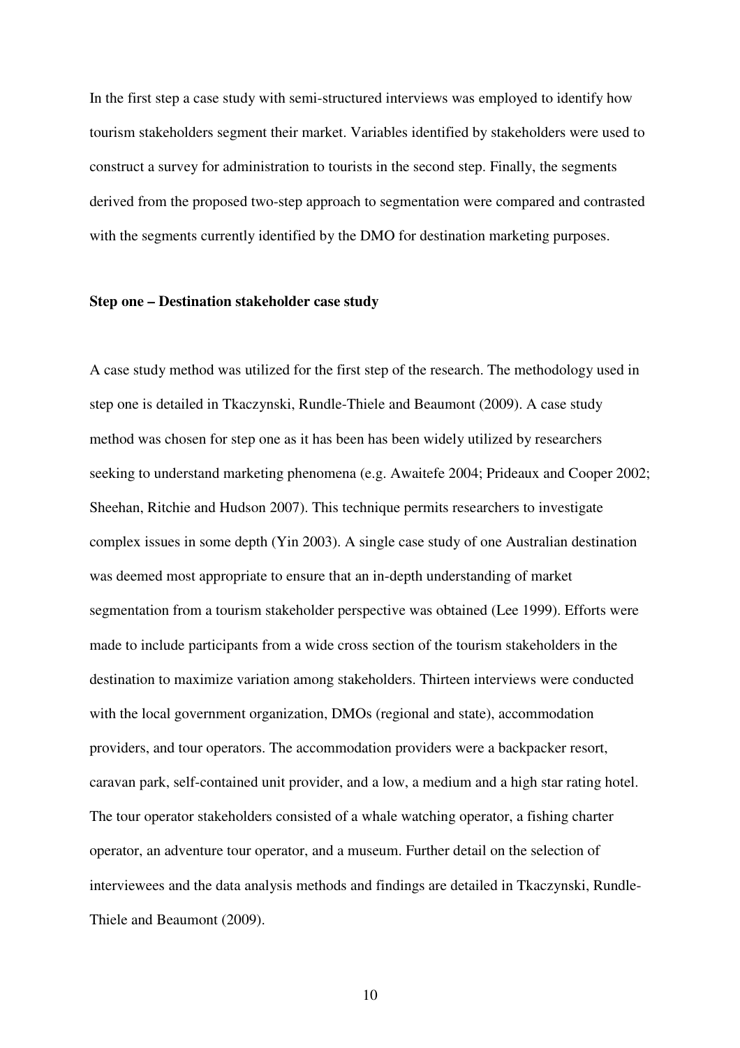In the first step a case study with semi-structured interviews was employed to identify how tourism stakeholders segment their market. Variables identified by stakeholders were used to construct a survey for administration to tourists in the second step. Finally, the segments derived from the proposed two-step approach to segmentation were compared and contrasted with the segments currently identified by the DMO for destination marketing purposes.

**Step one – Destination stakeholder case study**

A case study method was utilized for the first step of the research. The methodology used in step one is detailed in Tkaczynski, Rundle-Thiele and Beaumont (2009). A case study method was chosen for step one as it has been has been widely utilized by researchers seeking to understand marketing phenomena (e.g. Awaitefe 2004; Prideaux and Cooper 2002; Sheehan, Ritchie and Hudson 2007). This technique permits researchers to investigate complex issues in some depth (Yin 2003). A single case study of one Australian destination was deemed most appropriate to ensure that an in-depth understanding of market segmentation from a tourism stakeholder perspective was obtained (Lee 1999). Efforts were made to include participants from a wide cross section of the tourism stakeholders in the destination to maximize variation among stakeholders. Thirteen interviews were conducted with the local government organization, DMOs (regional and state), accommodation providers, and tour operators. The accommodation providers were a backpacker resort, caravan park, self-contained unit provider, and a low, a medium and a high star rating hotel. The tour operator stakeholders consisted of a whale watching operator, a fishing charter operator, an adventure tour operator, and a museum. Further detail on the selection of interviewees and the data analysis methods and findings are detailed in Tkaczynski, Rundle-Thiele and Beaumont (2009).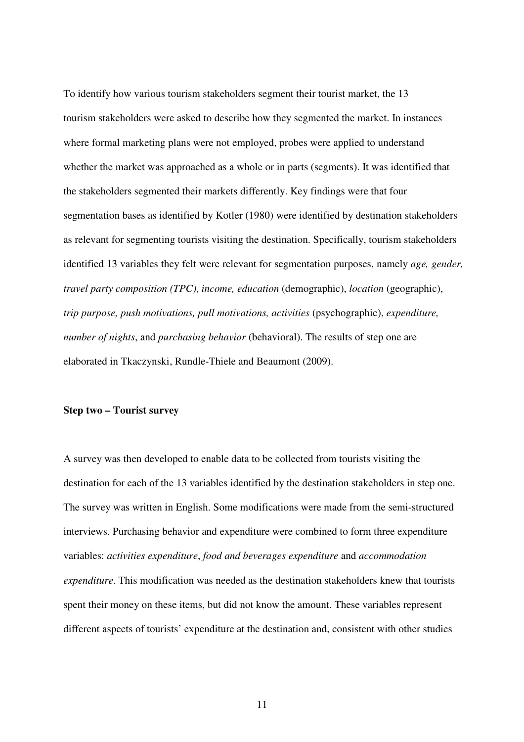To identify how various tourism stakeholders segment their tourist market, the 13 tourism stakeholders were asked to describe how they segmented the market. In instances where formal marketing plans were not employed, probes were applied to understand whether the market was approached as a whole or in parts (segments). It was identified that the stakeholders segmented their markets differently. Key findings were that four segmentation bases as identified by Kotler (1980) were identified by destination stakeholders as relevant for segmenting tourists visiting the destination. Specifically, tourism stakeholders identified 13 variables they felt were relevant for segmentation purposes, namely *age, gender, travel party composition (TPC)*, *income, education* (demographic), *location* (geographic), *trip purpose, push motivations, pull motivations, activities* (psychographic), *expenditure, number of nights*, and *purchasing behavior* (behavioral). The results of step one are elaborated in Tkaczynski, Rundle-Thiele and Beaumont (2009).

**Step two – Tourist survey**

A survey was then developed to enable data to be collected from tourists visiting the destination for each of the 13 variables identified by the destination stakeholders in step one. The survey was written in English. Some modifications were made from the semi-structured interviews. Purchasing behavior and expenditure were combined to form three expenditure variables: *activities expenditure*, *food and beverages expenditure* and *accommodation expenditure*. This modification was needed as the destination stakeholders knew that tourists spent their money on these items, but did not know the amount. These variables represent different aspects of tourists' expenditure at the destination and, consistent with other studies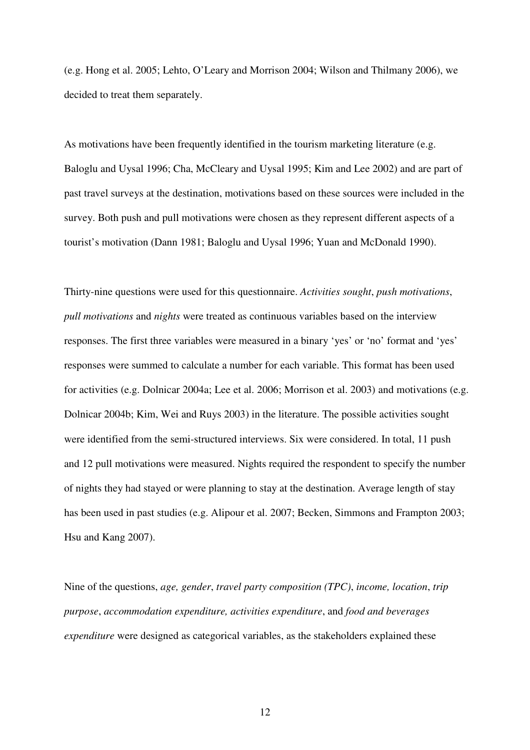(e.g. Hong et al. 2005; Lehto, O'Leary and Morrison 2004; Wilson and Thilmany 2006), we decided to treat them separately.

As motivations have been frequently identified in the tourism marketing literature (e.g. Baloglu and Uysal 1996; Cha, McCleary and Uysal 1995; Kim and Lee 2002) and are part of past travel surveys at the destination, motivations based on these sources were included in the survey. Both push and pull motivations were chosen as they represent different aspects of a tourist's motivation (Dann 1981; Baloglu and Uysal 1996; Yuan and McDonald 1990).

Thirty-nine questions were used for this questionnaire. *Activities sought*, *push motivations*, *pull motivations* and *nights* were treated as continuous variables based on the interview responses. The first three variables were measured in a binary 'yes' or 'no' format and 'yes' responses were summed to calculate a number for each variable. This format has been used for activities (e.g. Dolnicar 2004a; Lee et al. 2006; Morrison et al. 2003) and motivations (e.g. Dolnicar 2004b; Kim, Wei and Ruys 2003) in the literature. The possible activities sought were identified from the semi-structured interviews. Six were considered. In total, 11 push and 12 pull motivations were measured. Nights required the respondent to specify the number of nights they had stayed or were planning to stay at the destination. Average length of stay has been used in past studies (e.g. Alipour et al. 2007; Becken, Simmons and Frampton 2003; Hsu and Kang 2007).

Nine of the questions, *age, gender*, *travel party composition (TPC)*, *income, location*, *trip purpose*, *accommodation expenditure, activities expenditure*, and *food and beverages expenditure* were designed as categorical variables, as the stakeholders explained these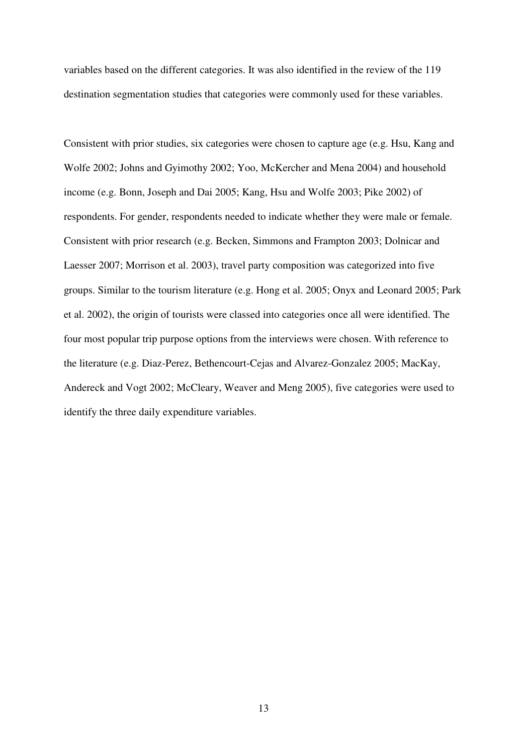variables based on the different categories. It was also identified in the review of the 119 destination segmentation studies that categories were commonly used for these variables.

Consistent with prior studies, six categories were chosen to capture age (e.g. Hsu, Kang and Wolfe 2002; Johns and Gyimothy 2002; Yoo, McKercher and Mena 2004) and household income (e.g. Bonn, Joseph and Dai 2005; Kang, Hsu and Wolfe 2003; Pike 2002) of respondents. For gender, respondents needed to indicate whether they were male or female. Consistent with prior research (e.g. Becken, Simmons and Frampton 2003; Dolnicar and Laesser 2007; Morrison et al. 2003), travel party composition was categorized into five groups. Similar to the tourism literature (e.g. Hong et al. 2005; Onyx and Leonard 2005; Park et al. 2002), the origin of tourists were classed into categories once all were identified. The four most popular trip purpose options from the interviews were chosen. With reference to the literature (e.g. Diaz-Perez, Bethencourt-Cejas and Alvarez-Gonzalez 2005; MacKay, Andereck and Vogt 2002; McCleary, Weaver and Meng 2005), five categories were used to identify the three daily expenditure variables.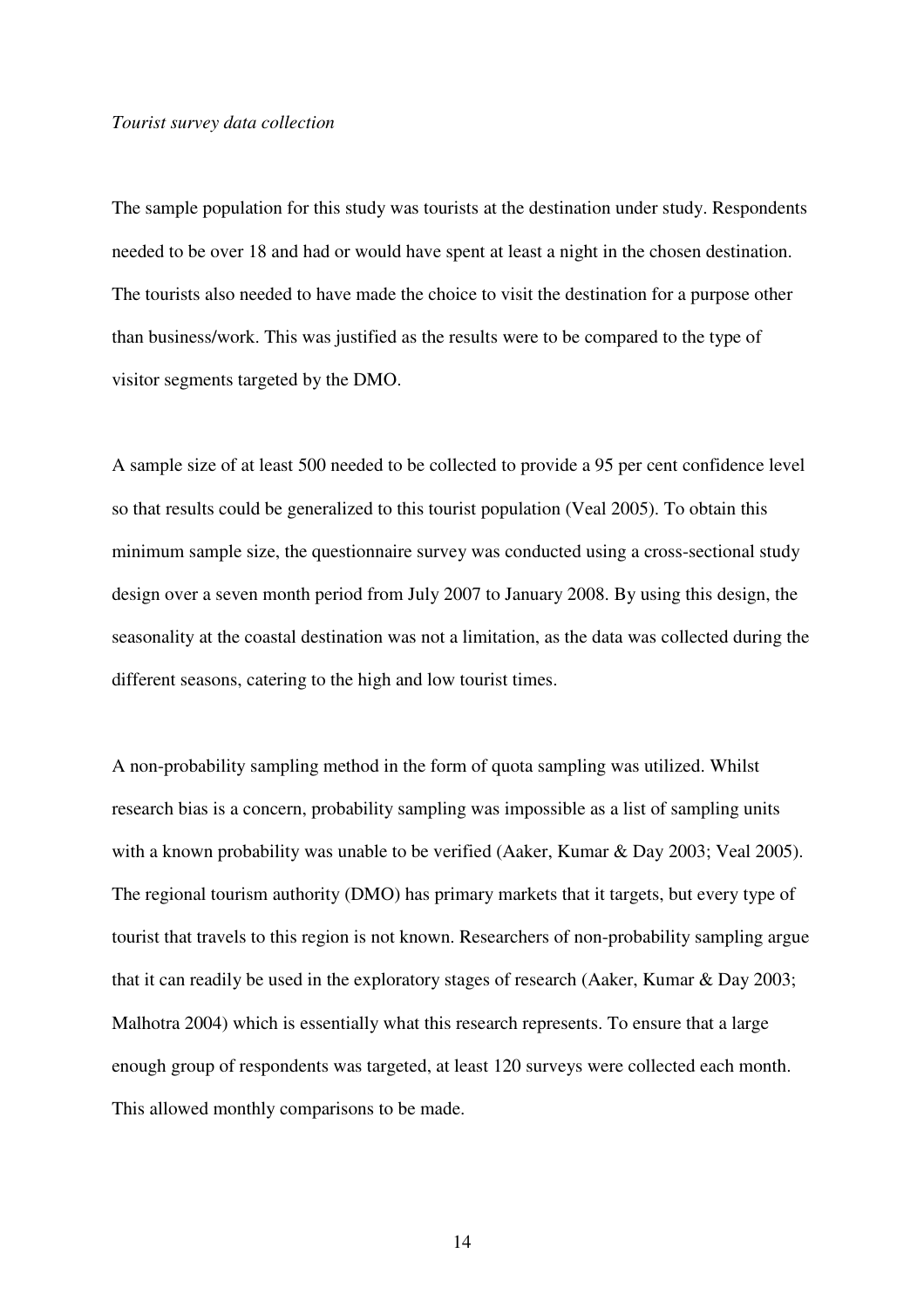*Tourist survey data collection*

The sample population for this study was tourists at the destination under study. Respondents needed to be over 18 and had or would have spent at least a night in the chosen destination. The tourists also needed to have made the choice to visit the destination for a purpose other than business/work. This was justified as the results were to be compared to the type of visitor segments targeted by the DMO.

A sample size of at least 500 needed to be collected to provide a 95 per cent confidence level so that results could be generalized to this tourist population (Veal 2005). To obtain this minimum sample size, the questionnaire survey was conducted using a cross-sectional study design over a seven month period from July 2007 to January 2008. By using this design, the seasonality at the coastal destination was not a limitation, as the data was collected during the different seasons, catering to the high and low tourist times.

A non-probability sampling method in the form of quota sampling was utilized. Whilst research bias is a concern, probability sampling was impossible as a list of sampling units with a known probability was unable to be verified (Aaker, Kumar & Day 2003; Veal 2005). The regional tourism authority (DMO) has primary markets that it targets, but every type of tourist that travels to this region is not known. Researchers of non-probability sampling argue that it can readily be used in the exploratory stages of research (Aaker, Kumar & Day 2003; Malhotra 2004) which is essentially what this research represents. To ensure that a large enough group of respondents was targeted, at least 120 surveys were collected each month. This allowed monthly comparisons to be made.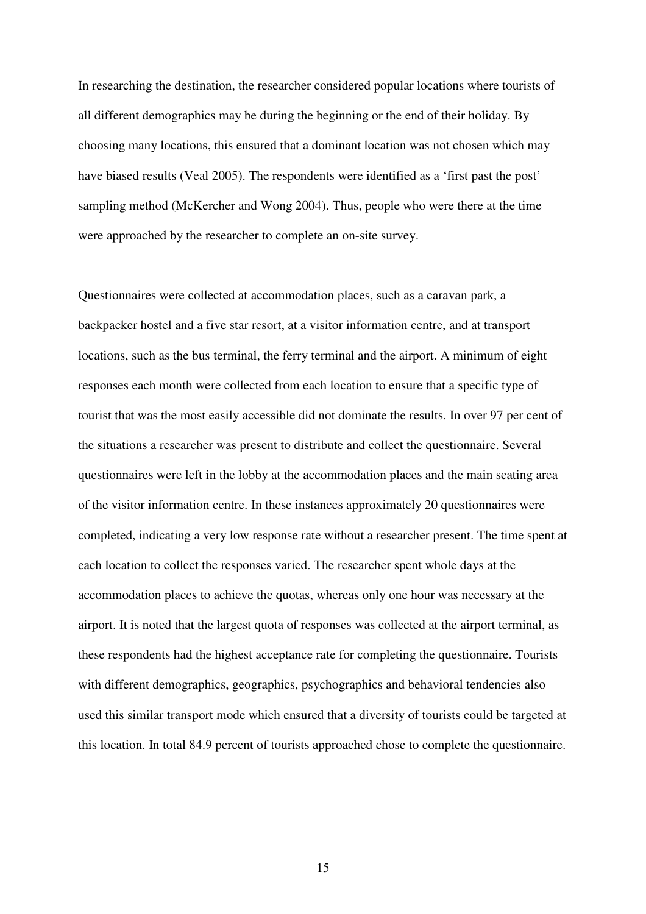In researching the destination, the researcher considered popular locations where tourists of all different demographics may be during the beginning or the end of their holiday. By choosing many locations, this ensured that a dominant location was not chosen which may have biased results (Veal 2005). The respondents were identified as a 'first past the post' sampling method (McKercher and Wong 2004). Thus, people who were there at the time were approached by the researcher to complete an on-site survey.

Questionnaires were collected at accommodation places, such as a caravan park, a backpacker hostel and a five star resort, at a visitor information centre, and at transport locations, such as the bus terminal, the ferry terminal and the airport. A minimum of eight responses each month were collected from each location to ensure that a specific type of tourist that was the most easily accessible did not dominate the results. In over 97 per cent of the situations a researcher was present to distribute and collect the questionnaire. Several questionnaires were left in the lobby at the accommodation places and the main seating area of the visitor information centre. In these instances approximately 20 questionnaires were completed, indicating a very low response rate without a researcher present. The time spent at each location to collect the responses varied. The researcher spent whole days at the accommodation places to achieve the quotas, whereas only one hour was necessary at the airport. It is noted that the largest quota of responses was collected at the airport terminal, as these respondents had the highest acceptance rate for completing the questionnaire. Tourists with different demographics, geographics, psychographics and behavioral tendencies also used this similar transport mode which ensured that a diversity of tourists could be targeted at this location. In total 84.9 percent of tourists approached chose to complete the questionnaire.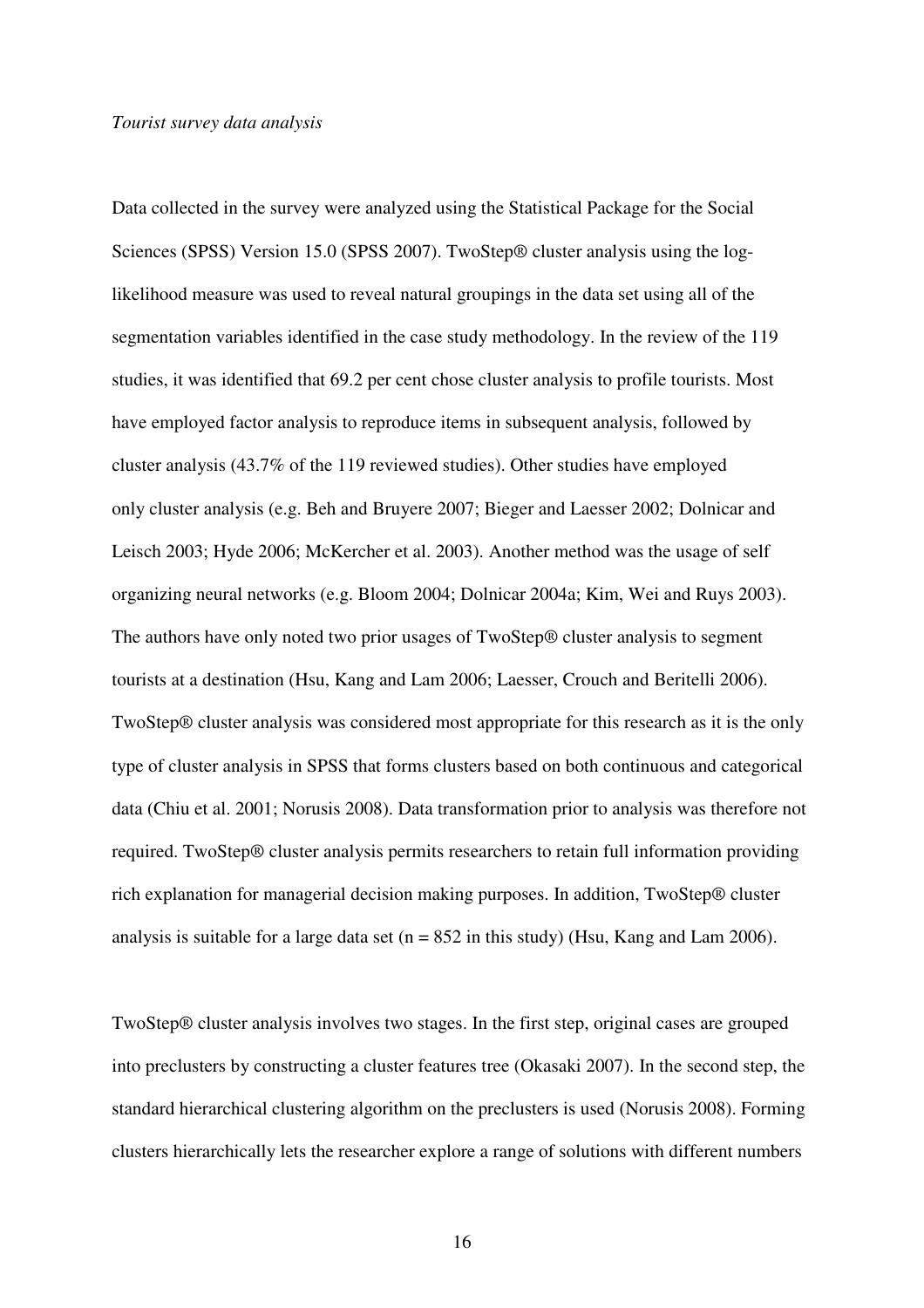*Tourist survey data analysis*

Data collected in the survey were analyzed using the Statistical Package for the Social Sciences (SPSS) Version 15.0 (SPSS 2007). TwoStep® cluster analysis using the log-likelihood measure was used to reveal natural groupings in the data set using all of the segmentation variables identified in the case study methodology. In the review of the 119 studies, it was identified that 69.2 per cent chose cluster analysis to profile tourists. Most have employed factor analysis to reproduce items in subsequent analysis, followed by cluster analysis (43.7% of the 119 reviewed studies). Other studies have employed only cluster analysis (e.g. Beh and Bruyere 2007; Bieger and Laesser 2002; Dolnicar and Leisch 2003; Hyde 2006; McKercher et al. 2003). Another method was the usage of self organizing neural networks (e.g. Bloom 2004; Dolnicar 2004a; Kim, Wei and Ruys 2003). The authors have only noted two prior usages of TwoStep® cluster analysis to segment tourists at a destination (Hsu, Kang and Lam 2006; Laesser, Crouch and Beritelli 2006). TwoStep® cluster analysis was considered most appropriate for this research as it is the only type of cluster analysis in SPSS that forms clusters based on both continuous and categorical data (Chiu et al. 2001; Norusis 2008). Data transformation prior to analysis was therefore not required. TwoStep® cluster analysis permits researchers to retain full information providing rich explanation for managerial decision making purposes. In addition, TwoStep® cluster analysis is suitable for a large data set (n = 852 in this study) (Hsu, Kang and Lam 2006).

TwoStep® cluster analysis involves two stages. In the first step, original cases are grouped into preclusters by constructing a cluster features tree (Okasaki 2007). In the second step, the standard hierarchical clustering algorithm on the preclusters is used (Norusis 2008). Forming clusters hierarchically lets the researcher explore a range of solutions with different numbers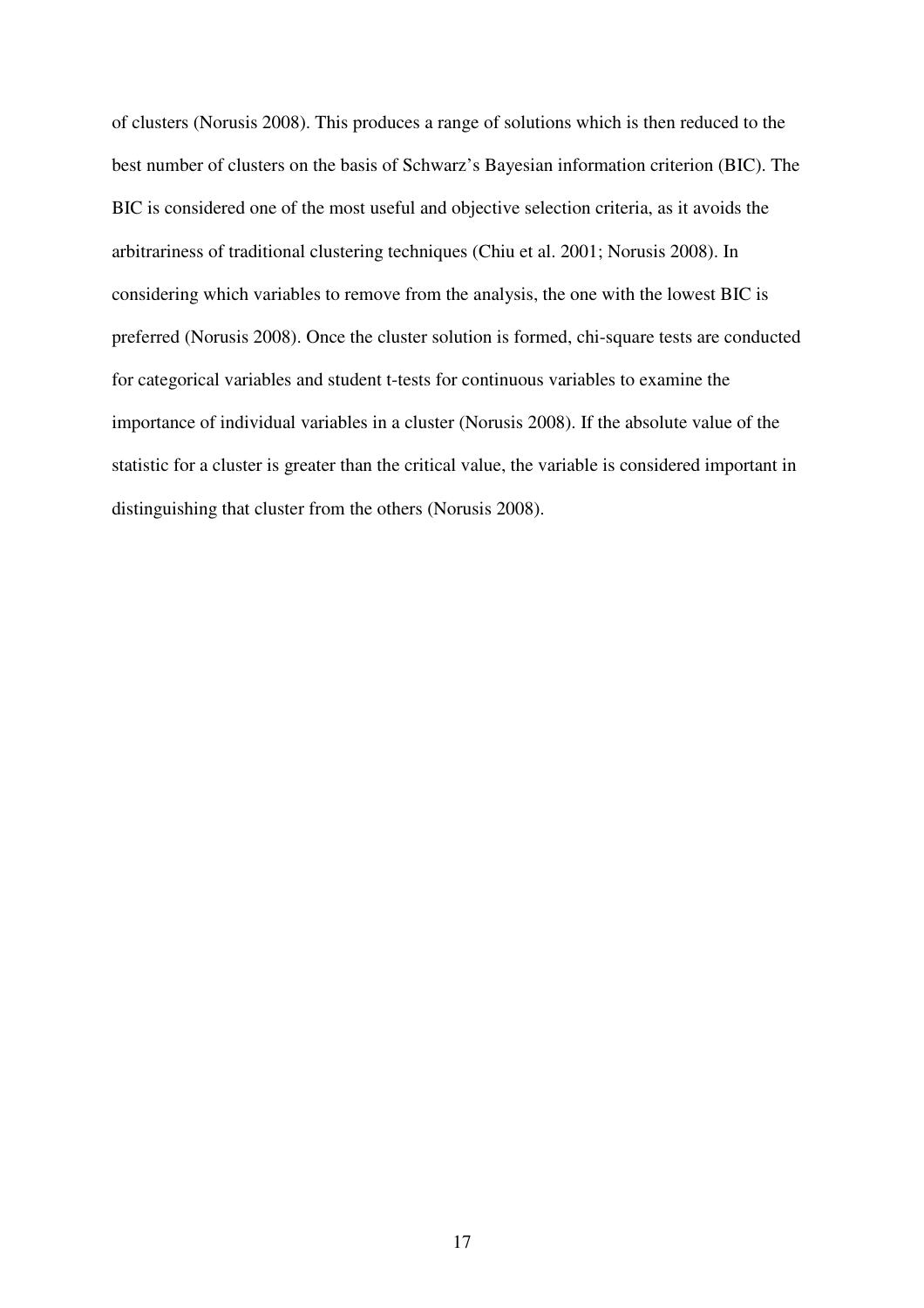of clusters (Norusis 2008). This produces a range of solutions which is then reduced to the best number of clusters on the basis of Schwarz's Bayesian information criterion (BIC). The BIC is considered one of the most useful and objective selection criteria, as it avoids the arbitrariness of traditional clustering techniques (Chiu et al. 2001; Norusis 2008). In considering which variables to remove from the analysis, the one with the lowest BIC is preferred (Norusis 2008). Once the cluster solution is formed, chi-square tests are conducted for categorical variables and student t-tests for continuous variables to examine the importance of individual variables in a cluster (Norusis 2008). If the absolute value of the statistic for a cluster is greater than the critical value, the variable is considered important in distinguishing that cluster from the others (Norusis 2008).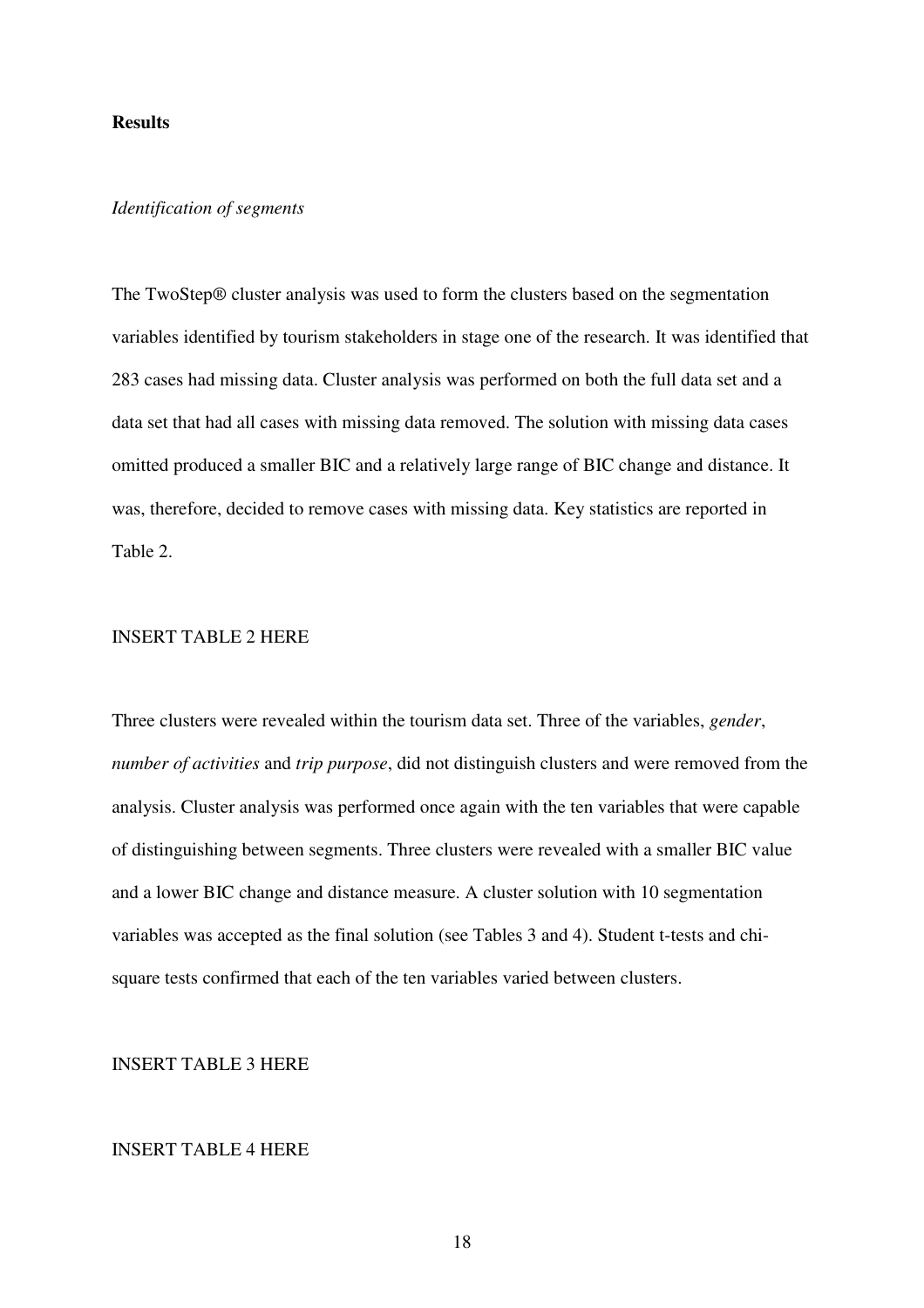**Results**

*Identification of segments*

The TwoStep® cluster analysis was used to form the clusters based on the segmentation variables identified by tourism stakeholders in stage one of the research. It was identified that 283 cases had missing data. Cluster analysis was performed on both the full data set and a data set that had all cases with missing data removed. The solution with missing data cases omitted produced a smaller BIC and a relatively large range of BIC change and distance. It was, therefore, decided to remove cases with missing data. Key statistics are reported in Table 2.

INSERT TABLE 2 HERE

Three clusters were revealed within the tourism data set. Three of the variables, *gender*, *number of activities* and *trip purpose*, did not distinguish clusters and were removed from the analysis. Cluster analysis was performed once again with the ten variables that were capable of distinguishing between segments. Three clusters were revealed with a smaller BIC value and a lower BIC change and distance measure. A cluster solution with 10 segmentation variables was accepted as the final solution (see Tables 3 and 4). Student t-tests and chi-square tests confirmed that each of the ten variables varied between clusters.

INSERT TABLE 3 HERE

INSERT TABLE 4 HERE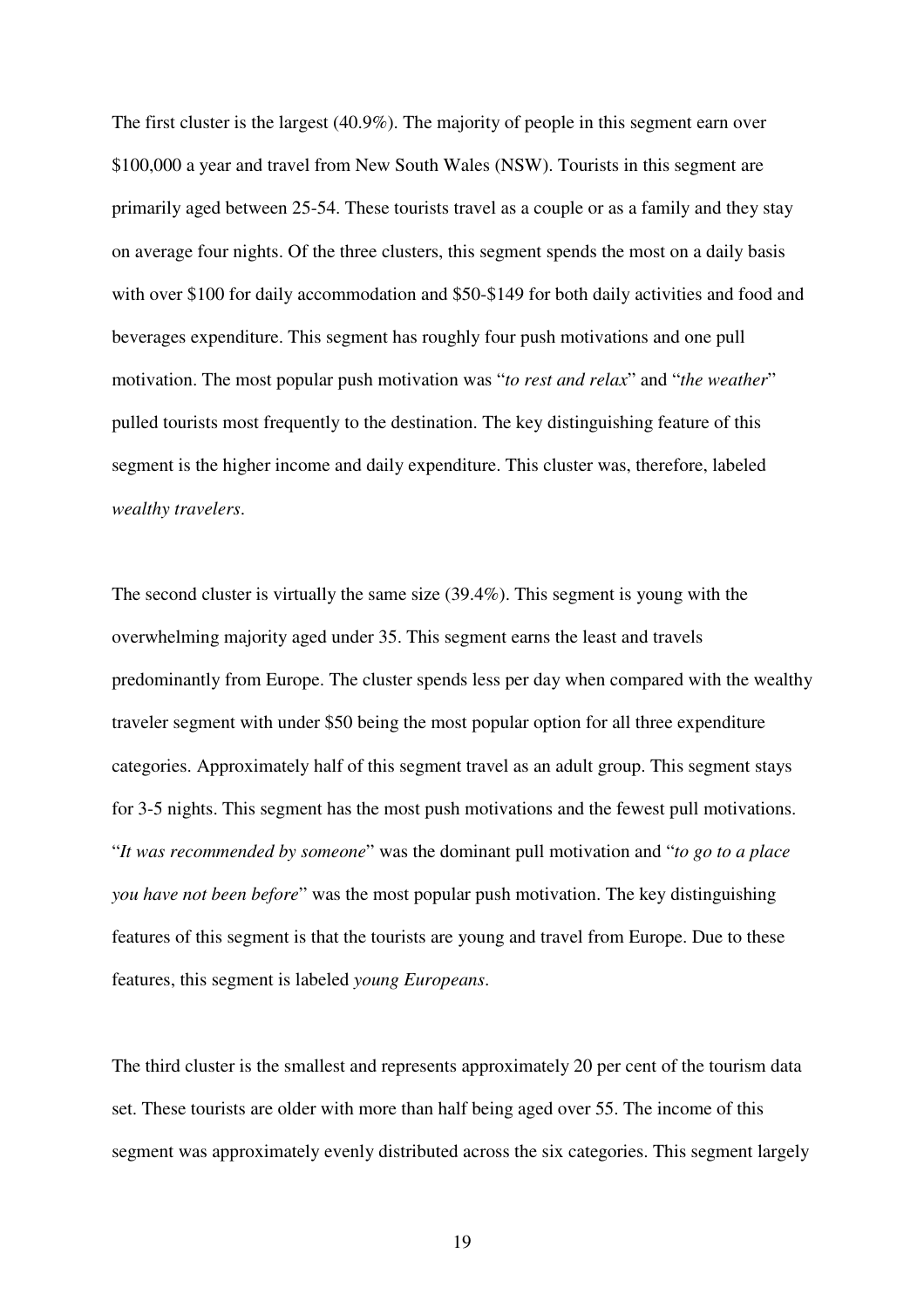The first cluster is the largest (40.9%). The majority of people in this segment earn over $100,000 a year and travel from New South Wales (NSW). Tourists in this segment are primarily aged between 25-54. These tourists travel as a couple or as a family and they stay on average four nights. Of the three clusters, this segment spends the most on a daily basis with over $100 for daily accommodation and $50-$149 for both daily activities and food and beverages expenditure. This segment has roughly four push motivations and one pull motivation. The most popular push motivation was "*to rest and relax*" and "*the weather*" pulled tourists most frequently to the destination. The key distinguishing feature of this segment is the higher income and daily expenditure. This cluster was, therefore, labeled *wealthy travelers*.

The second cluster is virtually the same size (39.4%). This segment is young with the overwhelming majority aged under 35. This segment earns the least and travels predominantly from Europe. The cluster spends less per day when compared with the wealthy traveler segment with under $50 being the most popular option for all three expenditure categories. Approximately half of this segment travel as an adult group. This segment stays for 3-5 nights. This segment has the most push motivations and the fewest pull motivations. "*It was recommended by someone*" was the dominant pull motivation and "*to go to a place you have not been before*" was the most popular push motivation. The key distinguishing features of this segment is that the tourists are young and travel from Europe. Due to these features, this segment is labeled *young Europeans*.

The third cluster is the smallest and represents approximately 20 per cent of the tourism data set. These tourists are older with more than half being aged over 55. The income of this segment was approximately evenly distributed across the six categories. This segment largely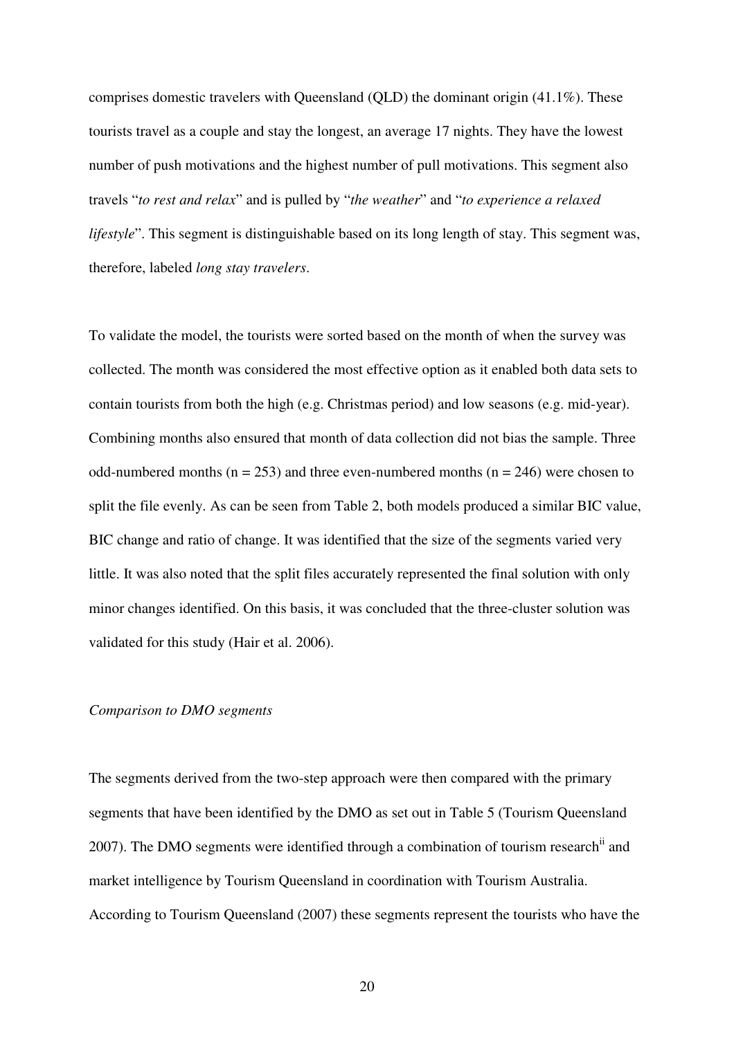comprises domestic travelers with Queensland (QLD) the dominant origin (41.1%). These tourists travel as a couple and stay the longest, an average 17 nights. They have the lowest number of push motivations and the highest number of pull motivations. This segment also travels "*to rest and relax*" and is pulled by "*the weather*" and "*to experience a relaxed lifestyle*". This segment is distinguishable based on its long length of stay. This segment was, therefore, labeled *long stay travelers*.

To validate the model, the tourists were sorted based on the month of when the survey was collected. The month was considered the most effective option as it enabled both data sets to contain tourists from both the high (e.g. Christmas period) and low seasons (e.g. mid-year). Combining months also ensured that month of data collection did not bias the sample. Three odd-numbered months (n = 253) and three even-numbered months (n = 246) were chosen to split the file evenly. As can be seen from Table 2, both models produced a similar BIC value, BIC change and ratio of change. It was identified that the size of the segments varied very little. It was also noted that the split files accurately represented the final solution with only minor changes identified. On this basis, it was concluded that the three-cluster solution was validated for this study (Hair et al. 2006).

*Comparison to DMO segments*

The segments derived from the two-step approach were then compared with the primary segments that have been identified by the DMO as set out in Table 5 (Tourism Queensland 2007). The DMO segments were identified through a combination of tourism research[ii] and market intelligence by Tourism Queensland in coordination with Tourism Australia. According to Tourism Queensland (2007) these segments represent the tourists who have the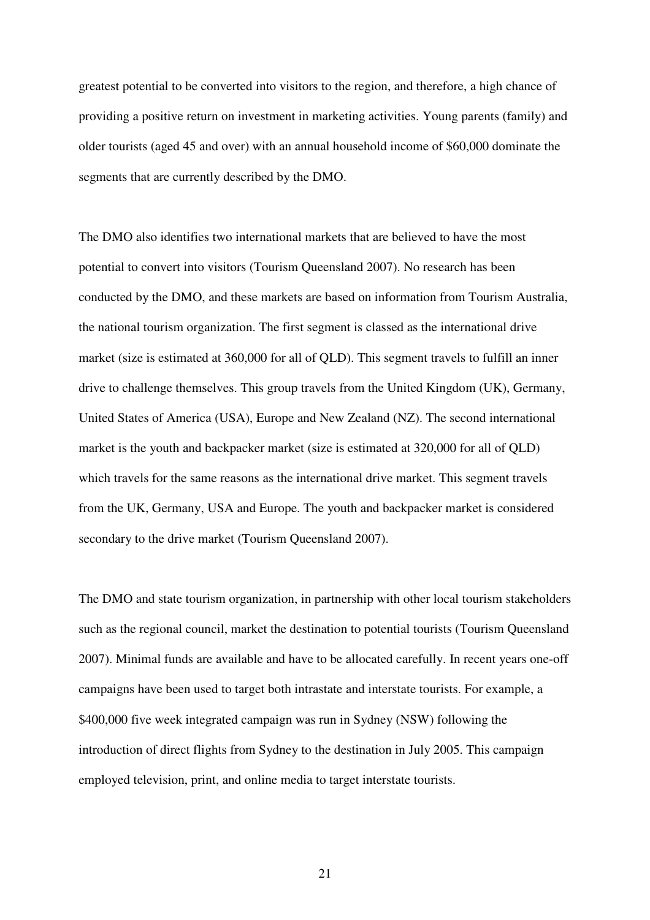greatest potential to be converted into visitors to the region, and therefore, a high chance of providing a positive return on investment in marketing activities. Young parents (family) and older tourists (aged 45 and over) with an annual household income of $60,000 dominate the segments that are currently described by the DMO.

The DMO also identifies two international markets that are believed to have the most potential to convert into visitors (Tourism Queensland 2007). No research has been conducted by the DMO, and these markets are based on information from Tourism Australia, the national tourism organization. The first segment is classed as the international drive market (size is estimated at 360,000 for all of QLD). This segment travels to fulfill an inner drive to challenge themselves. This group travels from the United Kingdom (UK), Germany, United States of America (USA), Europe and New Zealand (NZ). The second international market is the youth and backpacker market (size is estimated at 320,000 for all of QLD) which travels for the same reasons as the international drive market. This segment travels from the UK, Germany, USA and Europe. The youth and backpacker market is considered secondary to the drive market (Tourism Queensland 2007).

The DMO and state tourism organization, in partnership with other local tourism stakeholders such as the regional council, market the destination to potential tourists (Tourism Queensland 2007). Minimal funds are available and have to be allocated carefully. In recent years one-off campaigns have been used to target both intrastate and interstate tourists. For example, a $400,000 five week integrated campaign was run in Sydney (NSW) following the introduction of direct flights from Sydney to the destination in July 2005. This campaign employed television, print, and online media to target interstate tourists.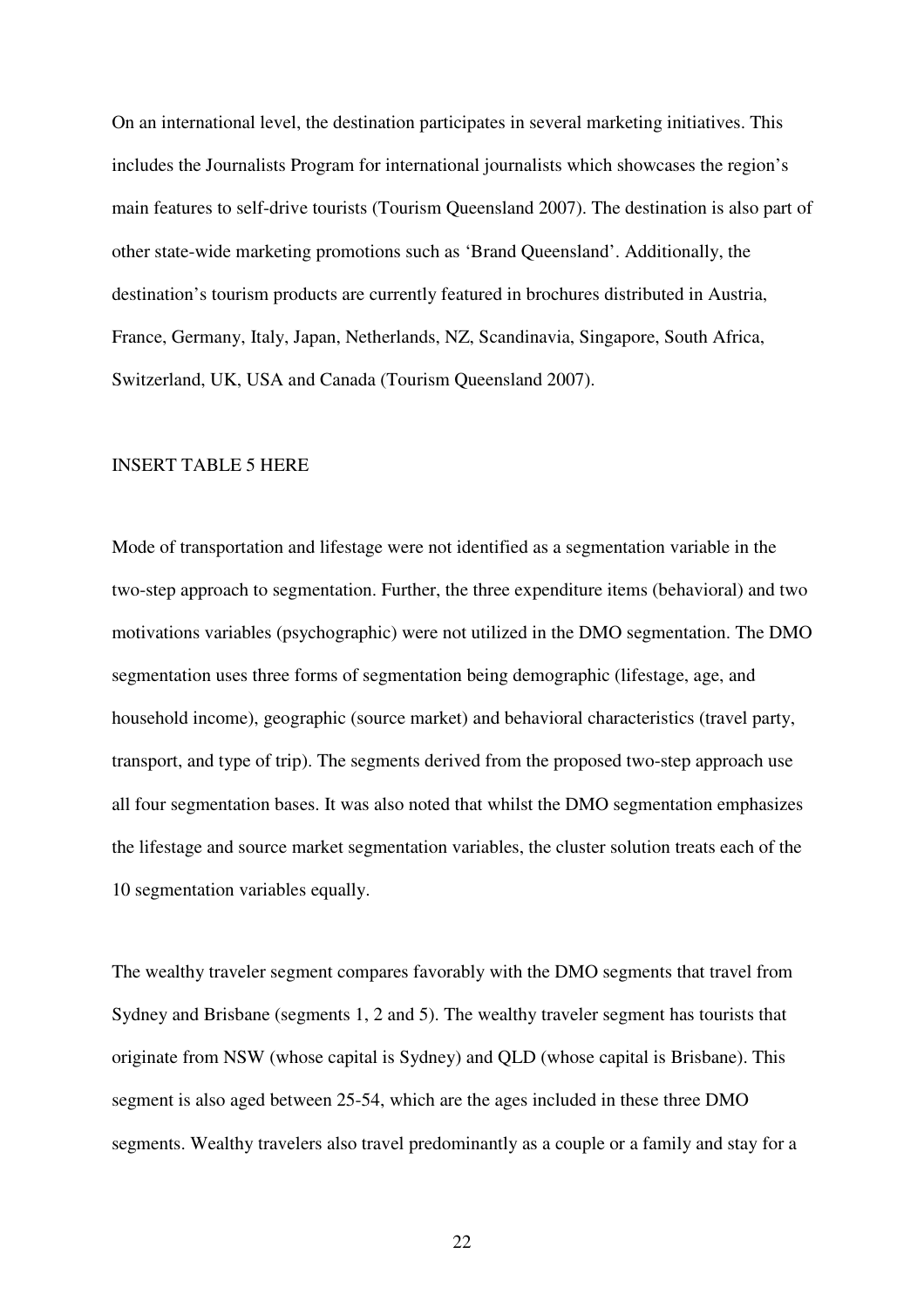On an international level, the destination participates in several marketing initiatives. This includes the Journalists Program for international journalists which showcases the region's main features to self-drive tourists (Tourism Queensland 2007). The destination is also part of other state-wide marketing promotions such as 'Brand Queensland'. Additionally, the destination's tourism products are currently featured in brochures distributed in Austria, France, Germany, Italy, Japan, Netherlands, NZ, Scandinavia, Singapore, South Africa, Switzerland, UK, USA and Canada (Tourism Queensland 2007).

INSERT TABLE 5 HERE

Mode of transportation and lifestage were not identified as a segmentation variable in the two-step approach to segmentation. Further, the three expenditure items (behavioral) and two motivations variables (psychographic) were not utilized in the DMO segmentation. The DMO segmentation uses three forms of segmentation being demographic (lifestage, age, and household income), geographic (source market) and behavioral characteristics (travel party, transport, and type of trip). The segments derived from the proposed two-step approach use all four segmentation bases. It was also noted that whilst the DMO segmentation emphasizes the lifestage and source market segmentation variables, the cluster solution treats each of the 10 segmentation variables equally.

The wealthy traveler segment compares favorably with the DMO segments that travel from Sydney and Brisbane (segments 1, 2 and 5). The wealthy traveler segment has tourists that originate from NSW (whose capital is Sydney) and QLD (whose capital is Brisbane). This segment is also aged between 25-54, which are the ages included in these three DMO segments. Wealthy travelers also travel predominantly as a couple or a family and stay for a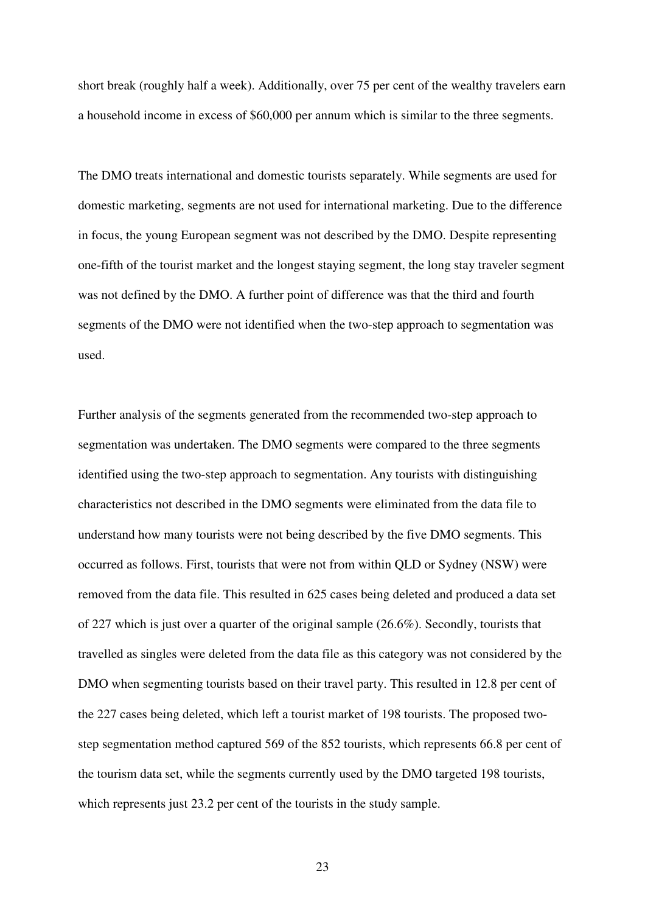short break (roughly half a week). Additionally, over 75 per cent of the wealthy travelers earn a household income in excess of $60,000 per annum which is similar to the three segments.

The DMO treats international and domestic tourists separately. While segments are used for domestic marketing, segments are not used for international marketing. Due to the difference in focus, the young European segment was not described by the DMO. Despite representing one-fifth of the tourist market and the longest staying segment, the long stay traveler segment was not defined by the DMO. A further point of difference was that the third and fourth segments of the DMO were not identified when the two-step approach to segmentation was used.

Further analysis of the segments generated from the recommended two-step approach to segmentation was undertaken. The DMO segments were compared to the three segments identified using the two-step approach to segmentation. Any tourists with distinguishing characteristics not described in the DMO segments were eliminated from the data file to understand how many tourists were not being described by the five DMO segments. This occurred as follows. First, tourists that were not from within QLD or Sydney (NSW) were removed from the data file. This resulted in 625 cases being deleted and produced a data set of 227 which is just over a quarter of the original sample (26.6%). Secondly, tourists that travelled as singles were deleted from the data file as this category was not considered by the DMO when segmenting tourists based on their travel party. This resulted in 12.8 per cent of the 227 cases being deleted, which left a tourist market of 198 tourists. The proposed two-step segmentation method captured 569 of the 852 tourists, which represents 66.8 per cent of the tourism data set, while the segments currently used by the DMO targeted 198 tourists, which represents just 23.2 per cent of the tourists in the study sample.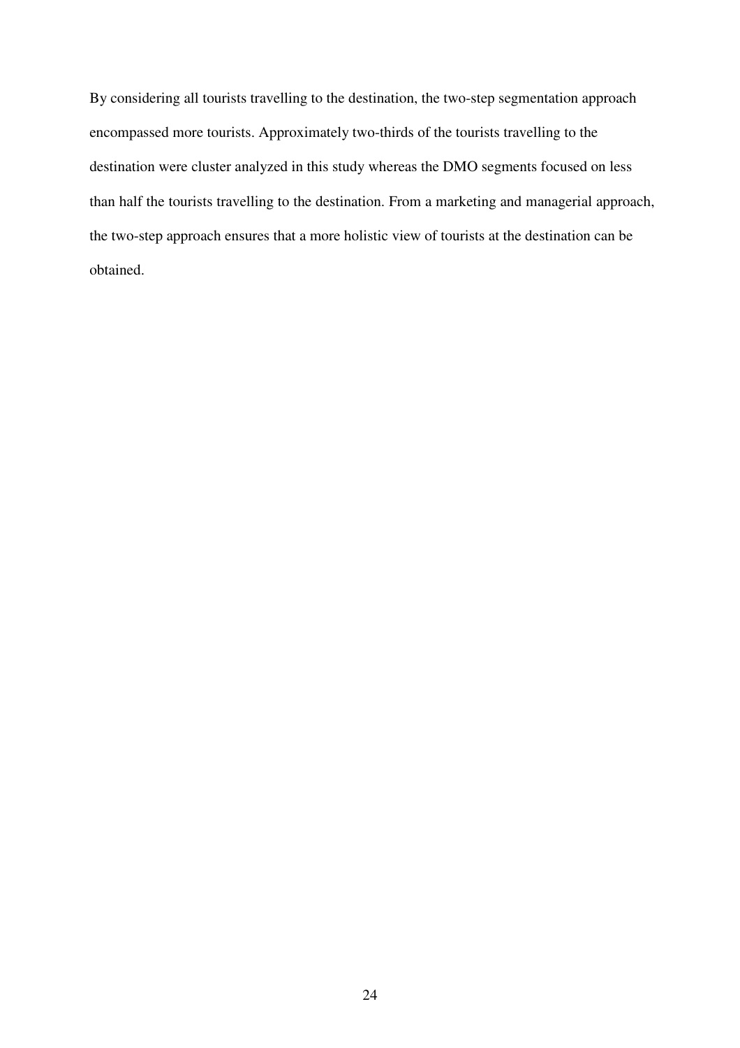By considering all tourists travelling to the destination, the two-step segmentation approach encompassed more tourists. Approximately two-thirds of the tourists travelling to the destination were cluster analyzed in this study whereas the DMO segments focused on less than half the tourists travelling to the destination. From a marketing and managerial approach, the two-step approach ensures that a more holistic view of tourists at the destination can be obtained.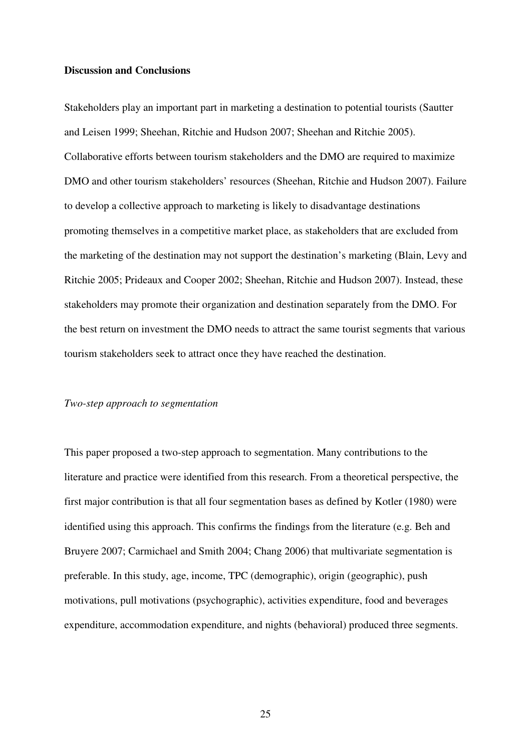**Discussion and Conclusions**

Stakeholders play an important part in marketing a destination to potential tourists (Sautter and Leisen 1999; Sheehan, Ritchie and Hudson 2007; Sheehan and Ritchie 2005). Collaborative efforts between tourism stakeholders and the DMO are required to maximize DMO and other tourism stakeholders' resources (Sheehan, Ritchie and Hudson 2007). Failure to develop a collective approach to marketing is likely to disadvantage destinations promoting themselves in a competitive market place, as stakeholders that are excluded from the marketing of the destination may not support the destination's marketing (Blain, Levy and Ritchie 2005; Prideaux and Cooper 2002; Sheehan, Ritchie and Hudson 2007). Instead, these stakeholders may promote their organization and destination separately from the DMO. For the best return on investment the DMO needs to attract the same tourist segments that various tourism stakeholders seek to attract once they have reached the destination.

*Two-step approach to segmentation*

This paper proposed a two-step approach to segmentation. Many contributions to the literature and practice were identified from this research. From a theoretical perspective, the first major contribution is that all four segmentation bases as defined by Kotler (1980) were identified using this approach. This confirms the findings from the literature (e.g. Beh and Bruyere 2007; Carmichael and Smith 2004; Chang 2006) that multivariate segmentation is preferable. In this study, age, income, TPC (demographic), origin (geographic), push motivations, pull motivations (psychographic), activities expenditure, food and beverages expenditure, accommodation expenditure, and nights (behavioral) produced three segments.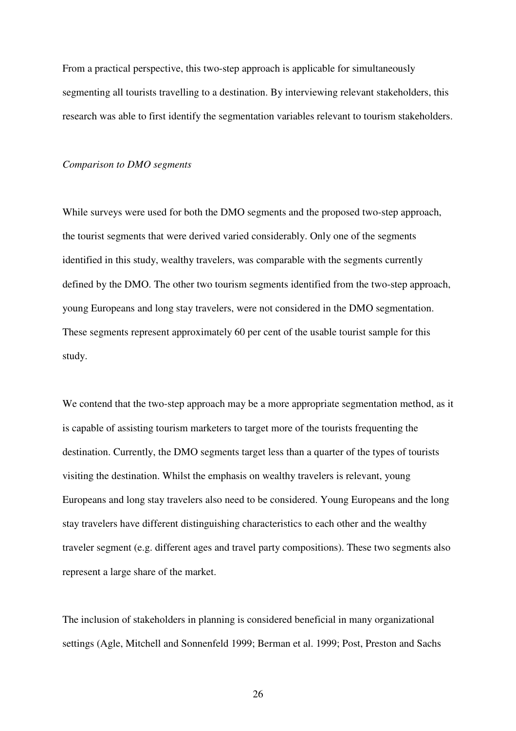From a practical perspective, this two-step approach is applicable for simultaneously segmenting all tourists travelling to a destination. By interviewing relevant stakeholders, this research was able to first identify the segmentation variables relevant to tourism stakeholders.

*Comparison to DMO segments*

While surveys were used for both the DMO segments and the proposed two-step approach, the tourist segments that were derived varied considerably. Only one of the segments identified in this study, wealthy travelers, was comparable with the segments currently defined by the DMO. The other two tourism segments identified from the two-step approach, young Europeans and long stay travelers, were not considered in the DMO segmentation. These segments represent approximately 60 per cent of the usable tourist sample for this study.

We contend that the two-step approach may be a more appropriate segmentation method, as it is capable of assisting tourism marketers to target more of the tourists frequenting the destination. Currently, the DMO segments target less than a quarter of the types of tourists visiting the destination. Whilst the emphasis on wealthy travelers is relevant, young Europeans and long stay travelers also need to be considered. Young Europeans and the long stay travelers have different distinguishing characteristics to each other and the wealthy traveler segment (e.g. different ages and travel party compositions). These two segments also represent a large share of the market.

The inclusion of stakeholders in planning is considered beneficial in many organizational settings (Agle, Mitchell and Sonnenfeld 1999; Berman et al. 1999; Post, Preston and Sachs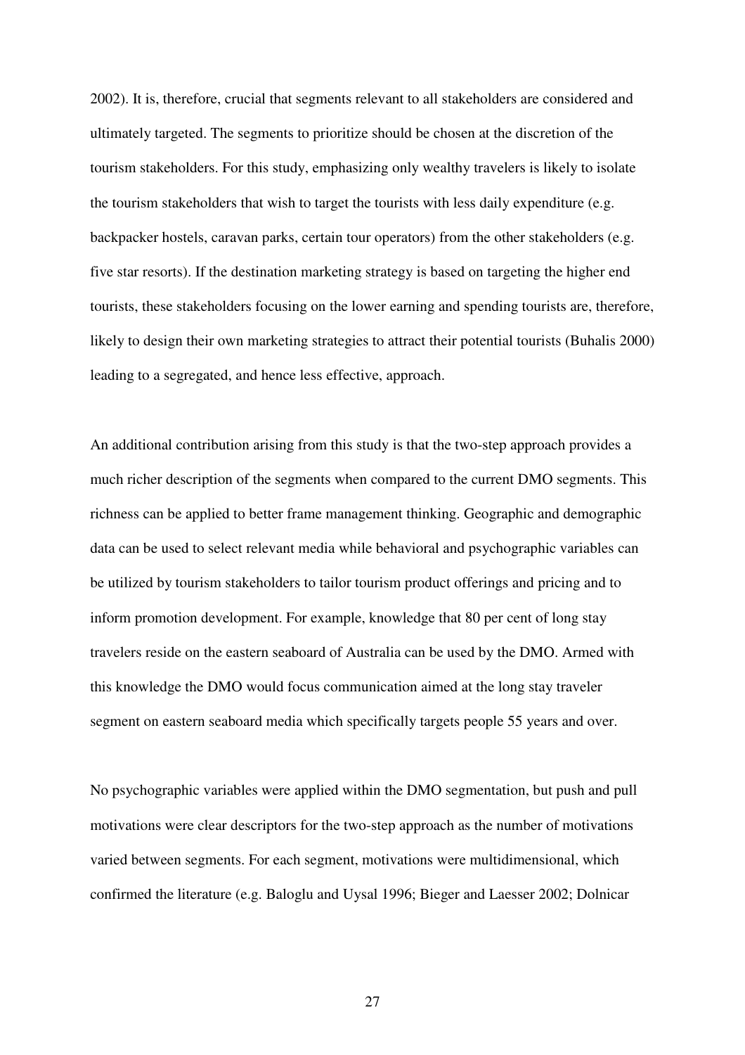2002). It is, therefore, crucial that segments relevant to all stakeholders are considered and ultimately targeted. The segments to prioritize should be chosen at the discretion of the tourism stakeholders. For this study, emphasizing only wealthy travelers is likely to isolate the tourism stakeholders that wish to target the tourists with less daily expenditure (e.g. backpacker hostels, caravan parks, certain tour operators) from the other stakeholders (e.g. five star resorts). If the destination marketing strategy is based on targeting the higher end tourists, these stakeholders focusing on the lower earning and spending tourists are, therefore, likely to design their own marketing strategies to attract their potential tourists (Buhalis 2000) leading to a segregated, and hence less effective, approach.

An additional contribution arising from this study is that the two-step approach provides a much richer description of the segments when compared to the current DMO segments. This richness can be applied to better frame management thinking. Geographic and demographic data can be used to select relevant media while behavioral and psychographic variables can be utilized by tourism stakeholders to tailor tourism product offerings and pricing and to inform promotion development. For example, knowledge that 80 per cent of long stay travelers reside on the eastern seaboard of Australia can be used by the DMO. Armed with this knowledge the DMO would focus communication aimed at the long stay traveler segment on eastern seaboard media which specifically targets people 55 years and over.

No psychographic variables were applied within the DMO segmentation, but push and pull motivations were clear descriptors for the two-step approach as the number of motivations varied between segments. For each segment, motivations were multidimensional, which confirmed the literature (e.g. Baloglu and Uysal 1996; Bieger and Laesser 2002; Dolnicar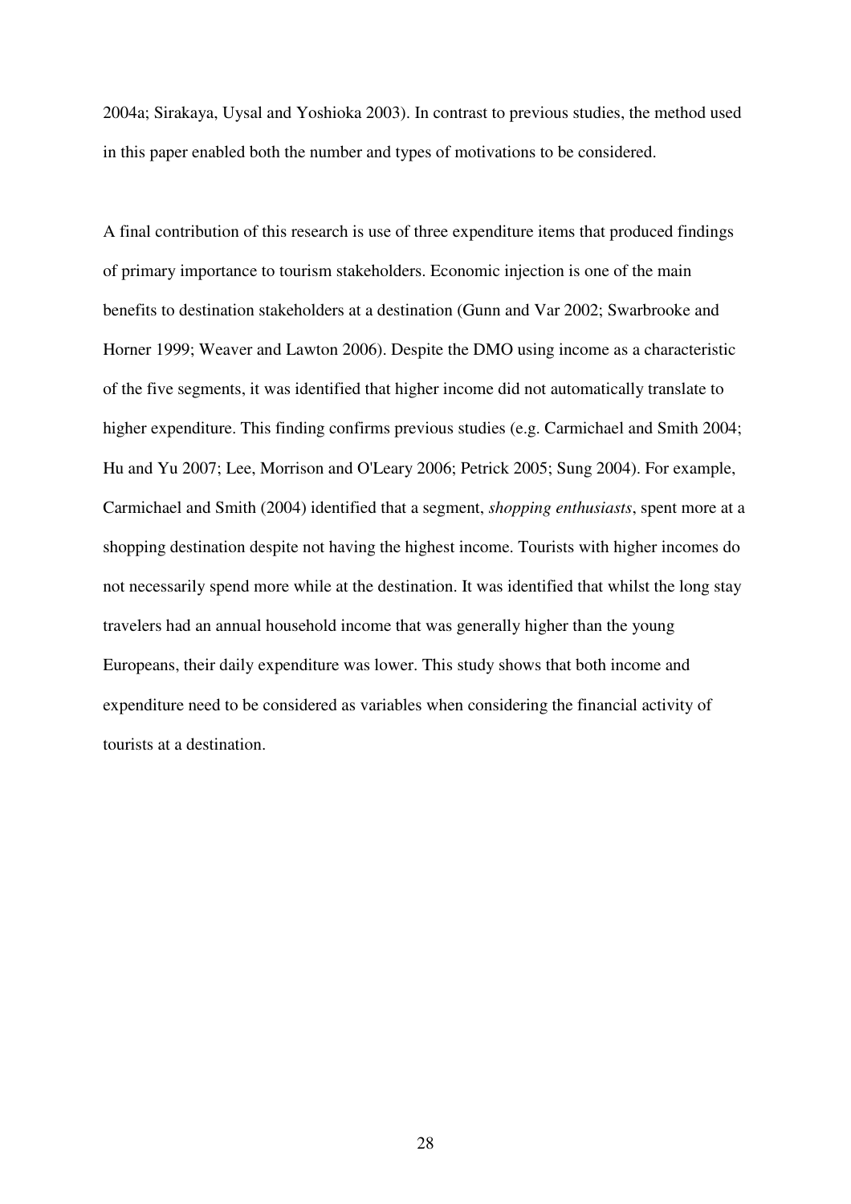2004a; Sirakaya, Uysal and Yoshioka 2003). In contrast to previous studies, the method used in this paper enabled both the number and types of motivations to be considered.

A final contribution of this research is use of three expenditure items that produced findings of primary importance to tourism stakeholders. Economic injection is one of the main benefits to destination stakeholders at a destination (Gunn and Var 2002; Swarbrooke and Horner 1999; Weaver and Lawton 2006). Despite the DMO using income as a characteristic of the five segments, it was identified that higher income did not automatically translate to higher expenditure. This finding confirms previous studies (e.g. Carmichael and Smith 2004; Hu and Yu 2007; Lee, Morrison and O'Leary 2006; Petrick 2005; Sung 2004). For example, Carmichael and Smith (2004) identified that a segment, *shopping enthusiasts*, spent more at a shopping destination despite not having the highest income. Tourists with higher incomes do not necessarily spend more while at the destination. It was identified that whilst the long stay travelers had an annual household income that was generally higher than the young Europeans, their daily expenditure was lower. This study shows that both income and expenditure need to be considered as variables when considering the financial activity of tourists at a destination.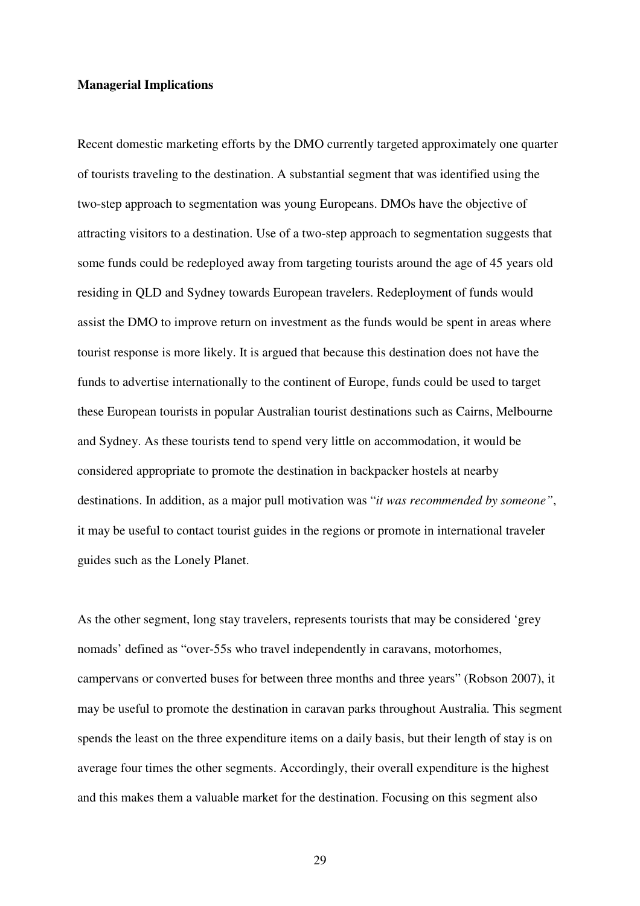**Managerial Implications**

Recent domestic marketing efforts by the DMO currently targeted approximately one quarter of tourists traveling to the destination. A substantial segment that was identified using the two-step approach to segmentation was young Europeans. DMOs have the objective of attracting visitors to a destination. Use of a two-step approach to segmentation suggests that some funds could be redeployed away from targeting tourists around the age of 45 years old residing in QLD and Sydney towards European travelers. Redeployment of funds would assist the DMO to improve return on investment as the funds would be spent in areas where tourist response is more likely. It is argued that because this destination does not have the funds to advertise internationally to the continent of Europe, funds could be used to target these European tourists in popular Australian tourist destinations such as Cairns, Melbourne and Sydney. As these tourists tend to spend very little on accommodation, it would be considered appropriate to promote the destination in backpacker hostels at nearby destinations. In addition, as a major pull motivation was "*it was recommended by someone"*, it may be useful to contact tourist guides in the regions or promote in international traveler guides such as the Lonely Planet.

As the other segment, long stay travelers, represents tourists that may be considered 'grey nomads' defined as "over-55s who travel independently in caravans, motorhomes, campervans or converted buses for between three months and three years" (Robson 2007), it may be useful to promote the destination in caravan parks throughout Australia. This segment spends the least on the three expenditure items on a daily basis, but their length of stay is on average four times the other segments. Accordingly, their overall expenditure is the highest and this makes them a valuable market for the destination. Focusing on this segment also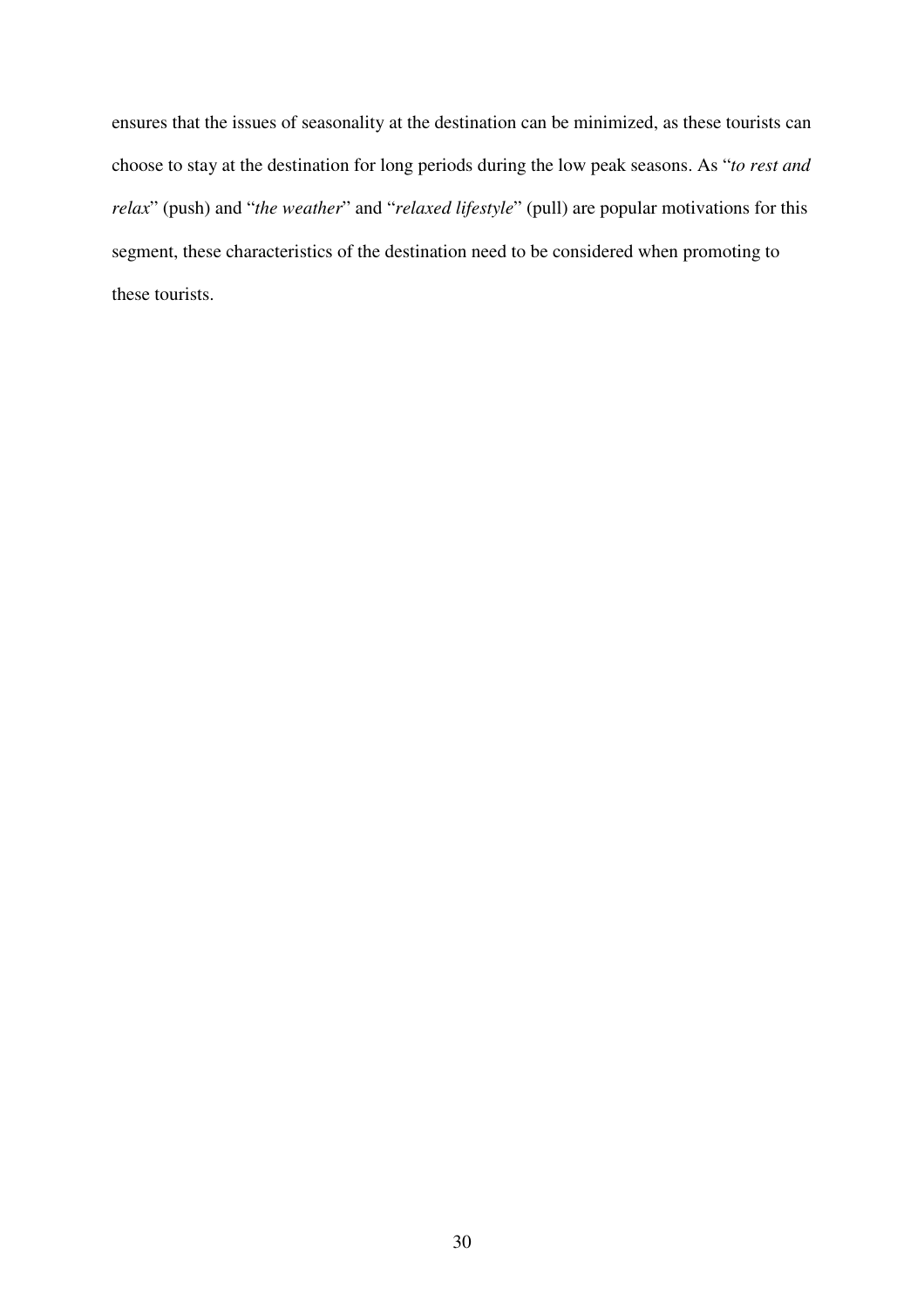ensures that the issues of seasonality at the destination can be minimized, as these tourists can choose to stay at the destination for long periods during the low peak seasons. As "*to rest and relax*" (push) and "*the weather*" and "*relaxed lifestyle*" (pull) are popular motivations for this segment, these characteristics of the destination need to be considered when promoting to these tourists.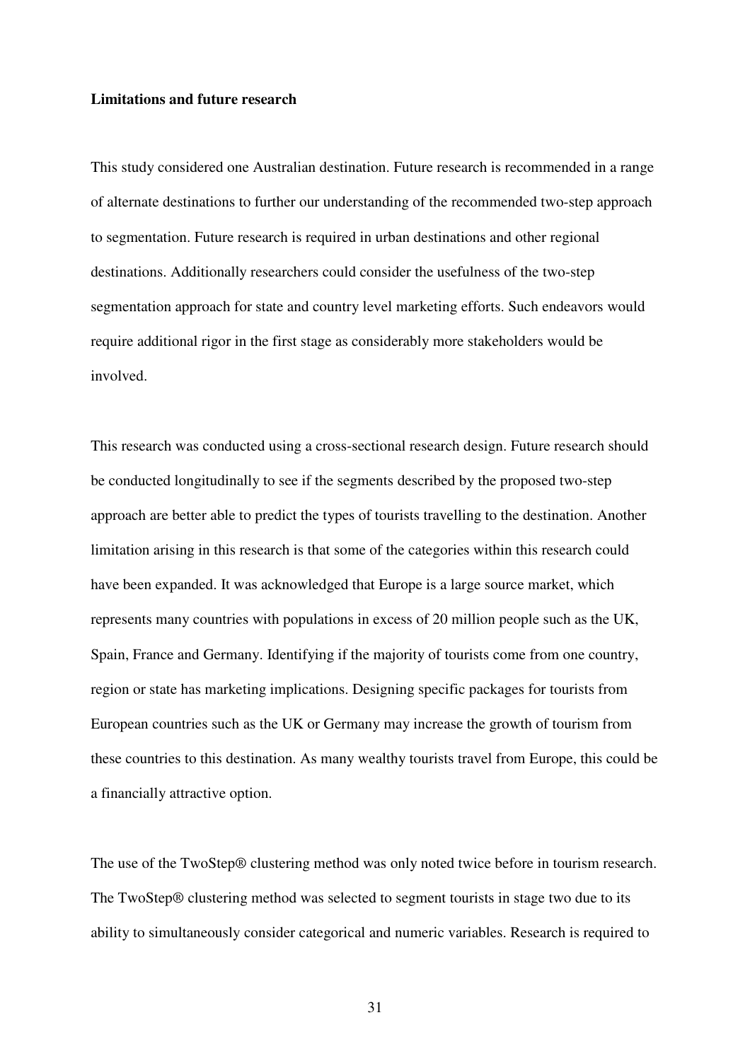**Limitations and future research**

This study considered one Australian destination. Future research is recommended in a range of alternate destinations to further our understanding of the recommended two-step approach to segmentation. Future research is required in urban destinations and other regional destinations. Additionally researchers could consider the usefulness of the two-step segmentation approach for state and country level marketing efforts. Such endeavors would require additional rigor in the first stage as considerably more stakeholders would be involved.

This research was conducted using a cross-sectional research design. Future research should be conducted longitudinally to see if the segments described by the proposed two-step approach are better able to predict the types of tourists travelling to the destination. Another limitation arising in this research is that some of the categories within this research could have been expanded. It was acknowledged that Europe is a large source market, which represents many countries with populations in excess of 20 million people such as the UK, Spain, France and Germany. Identifying if the majority of tourists come from one country, region or state has marketing implications. Designing specific packages for tourists from European countries such as the UK or Germany may increase the growth of tourism from these countries to this destination. As many wealthy tourists travel from Europe, this could be a financially attractive option.

The use of the TwoStep® clustering method was only noted twice before in tourism research. The TwoStep® clustering method was selected to segment tourists in stage two due to its ability to simultaneously consider categorical and numeric variables. Research is required to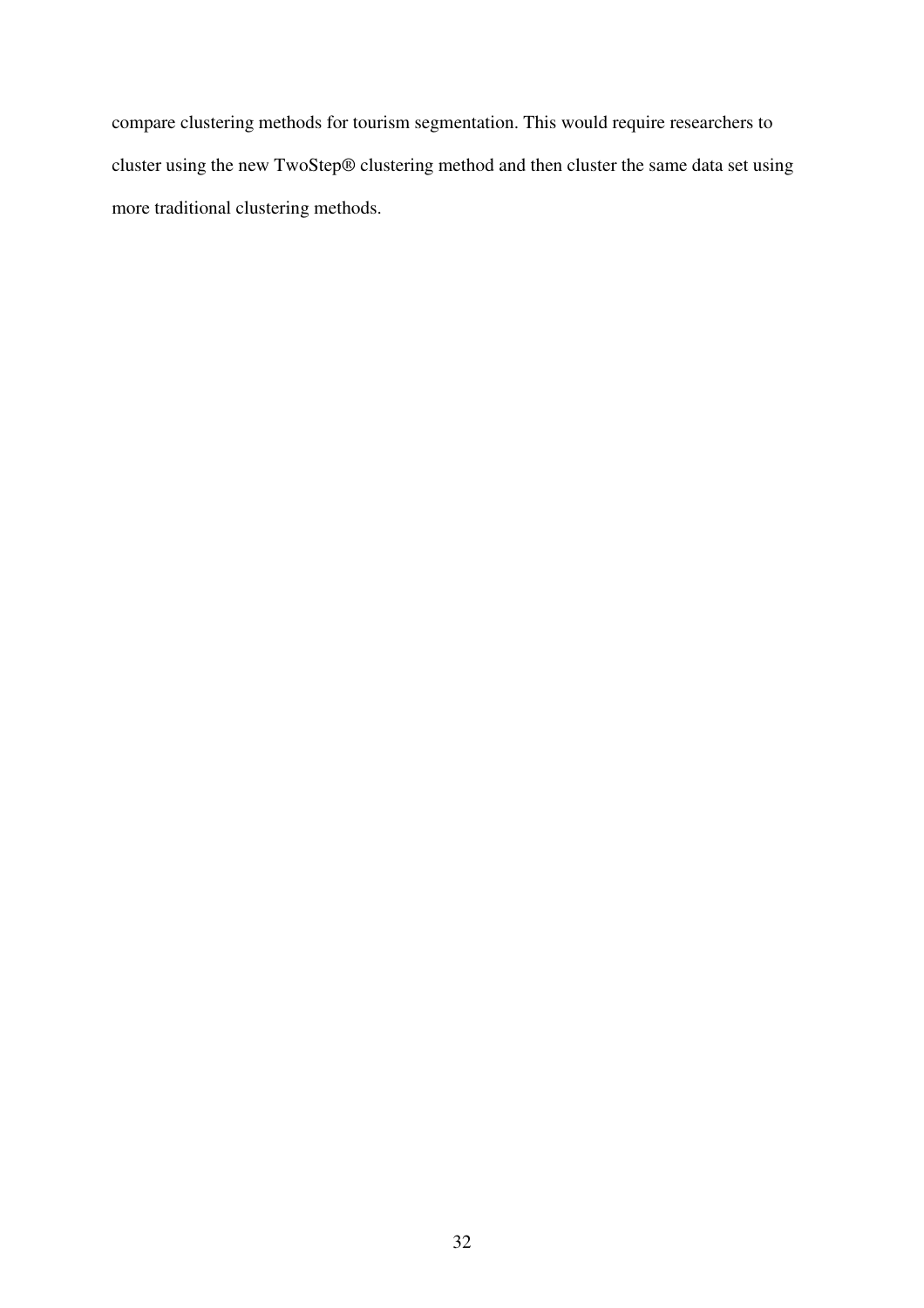compare clustering methods for tourism segmentation. This would require researchers to cluster using the new TwoStep® clustering method and then cluster the same data set using more traditional clustering methods.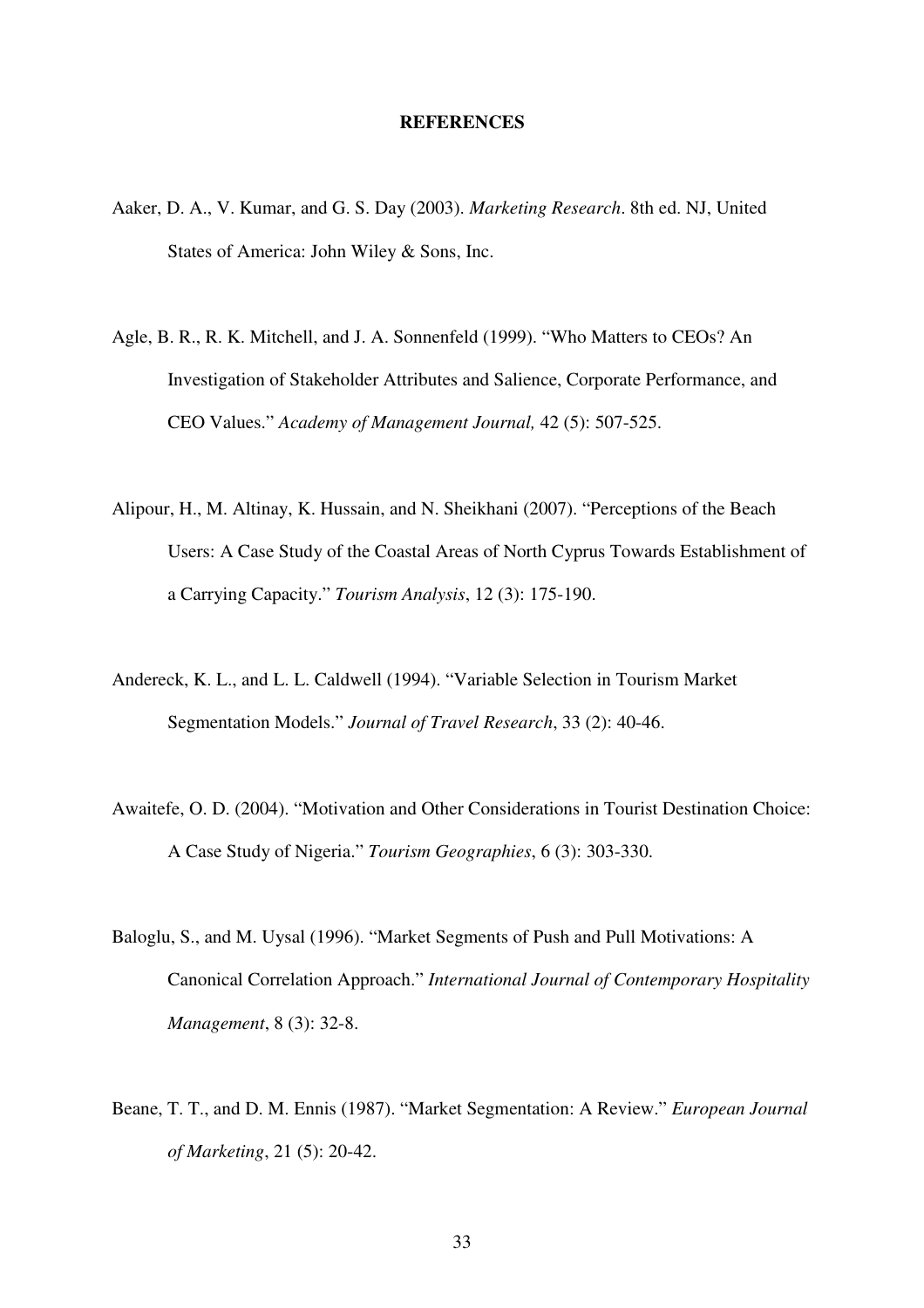# REFERENCES

Aaker, D. A., V. Kumar, and G. S. Day (2003). *Marketing Research*. 8th ed. NJ, United States of America: John Wiley & Sons, Inc.

Agle, B. R., R. K. Mitchell, and J. A. Sonnenfeld (1999). "Who Matters to CEOs? An Investigation of Stakeholder Attributes and Salience, Corporate Performance, and CEO Values." *Academy of Management Journal,* 42 (5): 507-525.

Alipour, H., M. Altinay, K. Hussain, and N. Sheikhani (2007). "Perceptions of the Beach Users: A Case Study of the Coastal Areas of North Cyprus Towards Establishment of a Carrying Capacity." *Tourism Analysis*, 12 (3): 175-190.

Andereck, K. L., and L. L. Caldwell (1994). "Variable Selection in Tourism Market Segmentation Models." *Journal of Travel Research*, 33 (2): 40-46.

Awaitefe, O. D. (2004). "Motivation and Other Considerations in Tourist Destination Choice: A Case Study of Nigeria." *Tourism Geographies*, 6 (3): 303-330.

Baloglu, S., and M. Uysal (1996). "Market Segments of Push and Pull Motivations: A Canonical Correlation Approach." *International Journal of Contemporary Hospitality Management*, 8 (3): 32-8.

Beane, T. T., and D. M. Ennis (1987). "Market Segmentation: A Review." *European Journal of Marketing*, 21 (5): 20-42.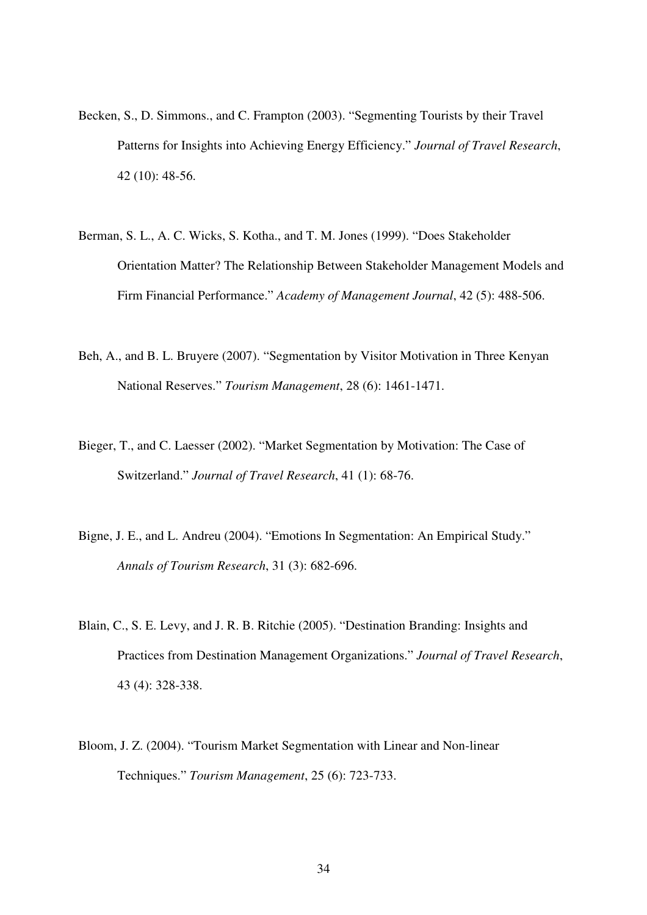Becken, S., D. Simmons., and C. Frampton (2003). "Segmenting Tourists by their Travel Patterns for Insights into Achieving Energy Efficiency." *Journal of Travel Research*, 42 (10): 48-56.

Berman, S. L., A. C. Wicks, S. Kotha., and T. M. Jones (1999). "Does Stakeholder Orientation Matter? The Relationship Between Stakeholder Management Models and Firm Financial Performance." *Academy of Management Journal*, 42 (5): 488-506.

Beh, A., and B. L. Bruyere (2007). "Segmentation by Visitor Motivation in Three Kenyan National Reserves." *Tourism Management*, 28 (6): 1461-1471.

Bieger, T., and C. Laesser (2002). "Market Segmentation by Motivation: The Case of Switzerland." *Journal of Travel Research*, 41 (1): 68-76.

Bigne, J. E., and L. Andreu (2004). "Emotions In Segmentation: An Empirical Study." *Annals of Tourism Research*, 31 (3): 682-696.

Blain, C., S. E. Levy, and J. R. B. Ritchie (2005). "Destination Branding: Insights and Practices from Destination Management Organizations." *Journal of Travel Research*, 43 (4): 328-338.

Bloom, J. Z. (2004). "Tourism Market Segmentation with Linear and Non-linear Techniques." *Tourism Management*, 25 (6): 723-733.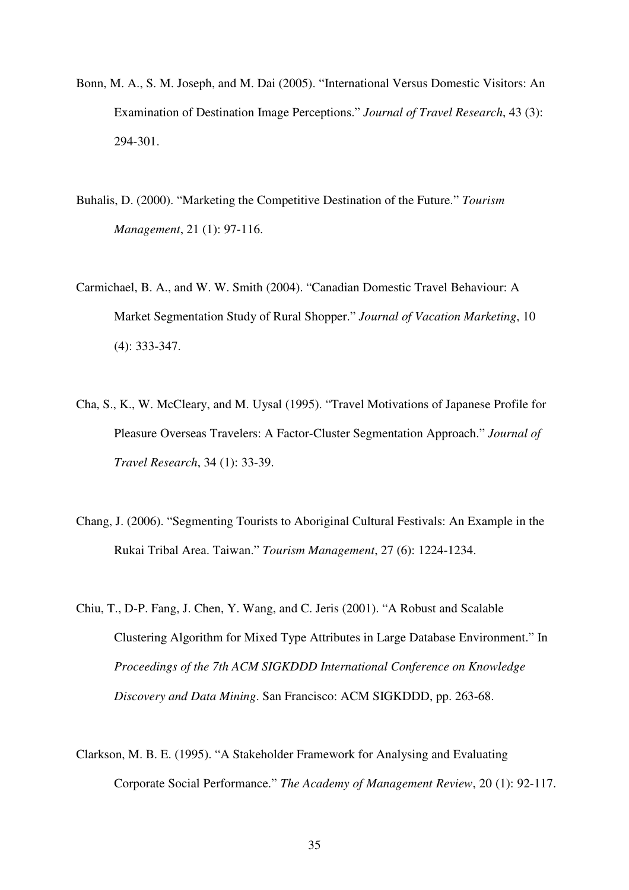Bonn, M. A., S. M. Joseph, and M. Dai (2005). "International Versus Domestic Visitors: An Examination of Destination Image Perceptions." *Journal of Travel Research*, 43 (3): 294-301.

Buhalis, D. (2000). "Marketing the Competitive Destination of the Future." *Tourism Management*, 21 (1): 97-116.

Carmichael, B. A., and W. W. Smith (2004). "Canadian Domestic Travel Behaviour: A Market Segmentation Study of Rural Shopper." *Journal of Vacation Marketing*, 10 (4): 333-347.

Cha, S., K., W. McCleary, and M. Uysal (1995). "Travel Motivations of Japanese Profile for Pleasure Overseas Travelers: A Factor-Cluster Segmentation Approach." *Journal of Travel Research*, 34 (1): 33-39.

Chang, J. (2006). "Segmenting Tourists to Aboriginal Cultural Festivals: An Example in the Rukai Tribal Area. Taiwan." *Tourism Management*, 27 (6): 1224-1234.

Chiu, T., D-P. Fang, J. Chen, Y. Wang, and C. Jeris (2001). "A Robust and Scalable Clustering Algorithm for Mixed Type Attributes in Large Database Environment." In *Proceedings of the 7th ACM SIGKDDD International Conference on Knowledge Discovery and Data Mining*. San Francisco: ACM SIGKDDD, pp. 263-68.

Clarkson, M. B. E. (1995). "A Stakeholder Framework for Analysing and Evaluating Corporate Social Performance." *The Academy of Management Review*, 20 (1): 92-117.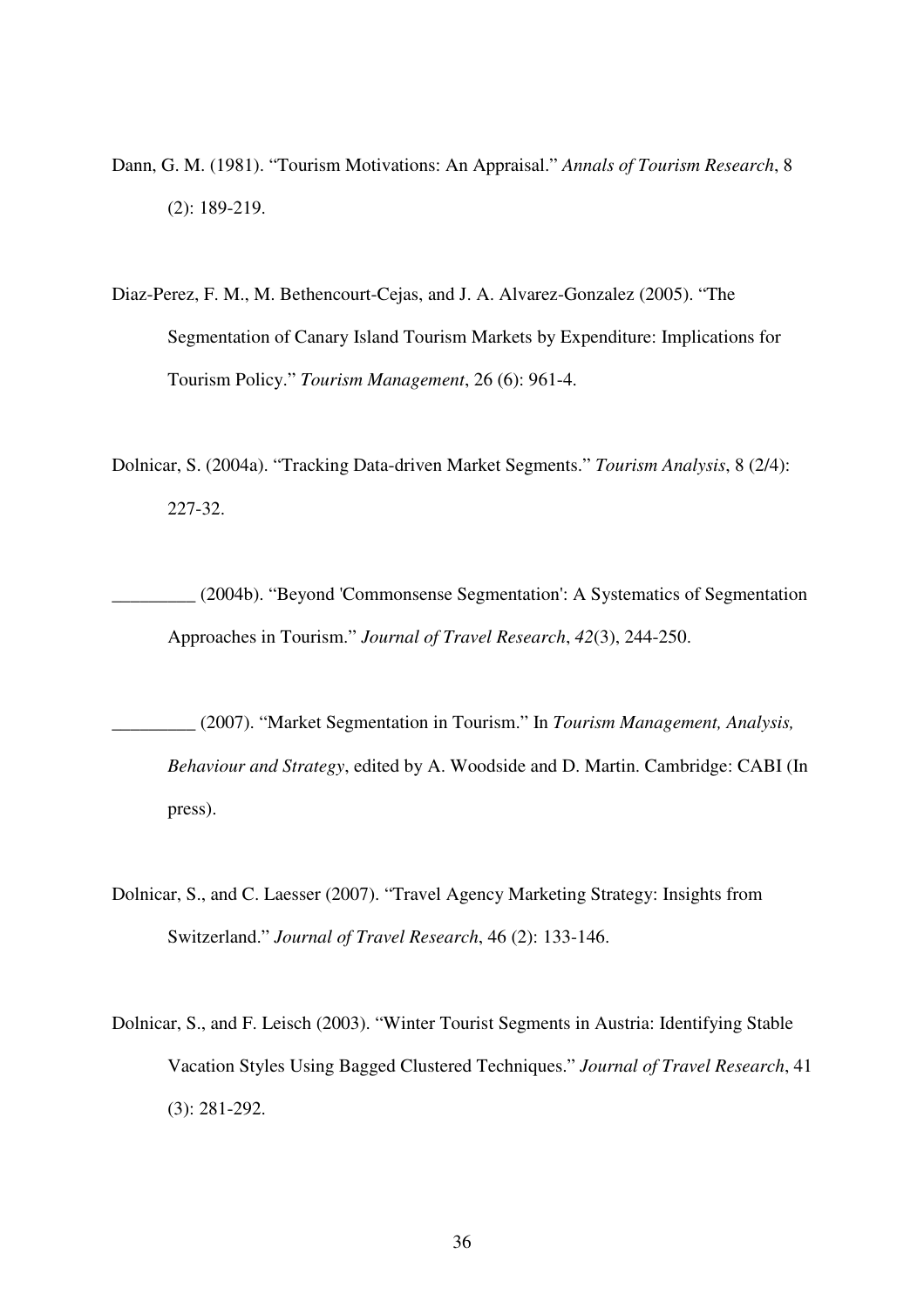Dann, G. M. (1981). “Tourism Motivations: An Appraisal.” *Annals of Tourism Research*, 8 (2): 189-219.

Diaz-Perez, F. M., M. Bethencourt-Cejas, and J. A. Alvarez-Gonzalez (2005). “The Segmentation of Canary Island Tourism Markets by Expenditure: Implications for Tourism Policy.” *Tourism Management*, 26 (6): 961-4.

Dolnicar, S. (2004a). “Tracking Data-driven Market Segments.” *Tourism Analysis*, 8 (2/4): 227-32.

_________ (2004b). “Beyond 'Commonsense Segmentation': A Systematics of Segmentation Approaches in Tourism.” *Journal of Travel Research*, *42*(3), 244-250.

_________ (2007). “Market Segmentation in Tourism.” In *Tourism Management, Analysis, Behaviour and Strategy*, edited by A. Woodside and D. Martin. Cambridge: CABI (In press).

Dolnicar, S., and C. Laesser (2007). “Travel Agency Marketing Strategy: Insights from Switzerland.” *Journal of Travel Research*, 46 (2): 133-146.

Dolnicar, S., and F. Leisch (2003). “Winter Tourist Segments in Austria: Identifying Stable Vacation Styles Using Bagged Clustered Techniques.” *Journal of Travel Research*, 41 (3): 281-292.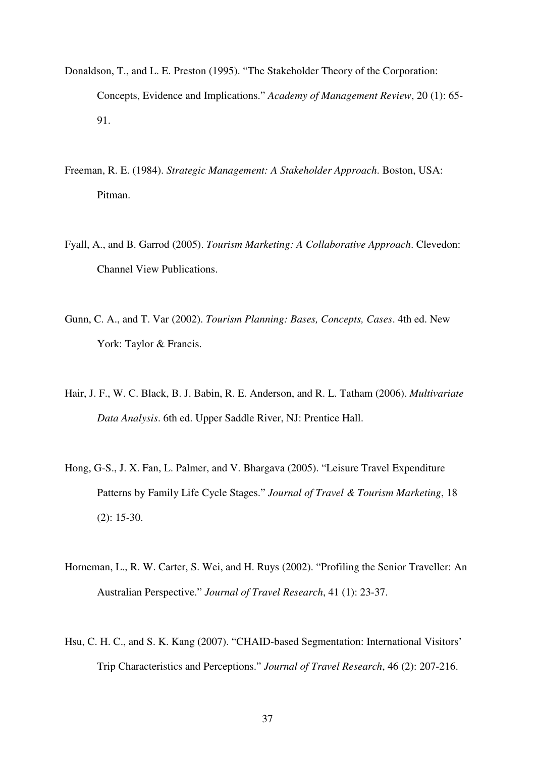Donaldson, T., and L. E. Preston (1995). "The Stakeholder Theory of the Corporation: Concepts, Evidence and Implications." *Academy of Management Review*, 20 (1): 65-91.

Freeman, R. E. (1984). *Strategic Management: A Stakeholder Approach*. Boston, USA: Pitman.

Fyall, A., and B. Garrod (2005). *Tourism Marketing: A Collaborative Approach*. Clevedon: Channel View Publications.

Gunn, C. A., and T. Var (2002). *Tourism Planning: Bases, Concepts, Cases*. 4th ed. New York: Taylor & Francis.

Hair, J. F., W. C. Black, B. J. Babin, R. E. Anderson, and R. L. Tatham (2006). *Multivariate Data Analysis*. 6th ed. Upper Saddle River, NJ: Prentice Hall.

Hong, G-S., J. X. Fan, L. Palmer, and V. Bhargava (2005). "Leisure Travel Expenditure Patterns by Family Life Cycle Stages." *Journal of Travel & Tourism Marketing*, 18 (2): 15-30.

Horneman, L., R. W. Carter, S. Wei, and H. Ruys (2002). "Profiling the Senior Traveller: An Australian Perspective." *Journal of Travel Research*, 41 (1): 23-37.

Hsu, C. H. C., and S. K. Kang (2007). "CHAID-based Segmentation: International Visitors' Trip Characteristics and Perceptions." *Journal of Travel Research*, 46 (2): 207-216.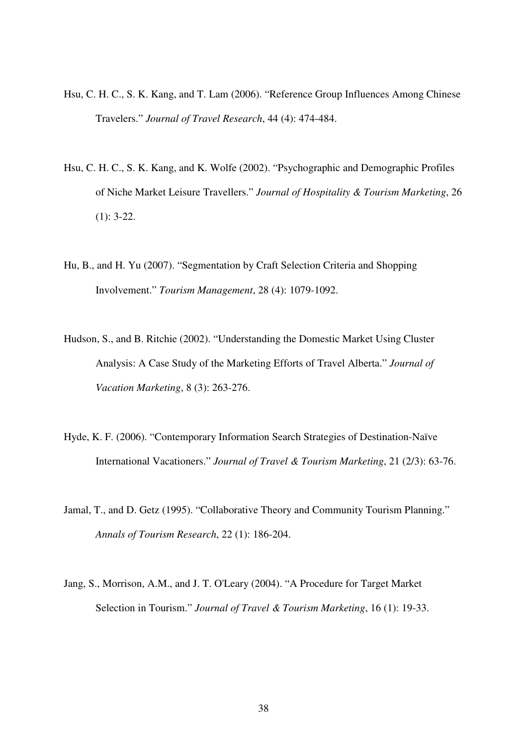Hsu, C. H. C., S. K. Kang, and T. Lam (2006). "Reference Group Influences Among Chinese Travelers." *Journal of Travel Research*, 44 (4): 474-484.

Hsu, C. H. C., S. K. Kang, and K. Wolfe (2002). "Psychographic and Demographic Profiles of Niche Market Leisure Travellers." *Journal of Hospitality & Tourism Marketing*, 26 (1): 3-22.

Hu, B., and H. Yu (2007). "Segmentation by Craft Selection Criteria and Shopping Involvement." *Tourism Management*, 28 (4): 1079-1092.

Hudson, S., and B. Ritchie (2002). "Understanding the Domestic Market Using Cluster Analysis: A Case Study of the Marketing Efforts of Travel Alberta." *Journal of Vacation Marketing*, 8 (3): 263-276.

Hyde, K. F. (2006). "Contemporary Information Search Strategies of Destination-Naïve International Vacationers." *Journal of Travel & Tourism Marketing*, 21 (2/3): 63-76.

Jamal, T., and D. Getz (1995). "Collaborative Theory and Community Tourism Planning." *Annals of Tourism Research*, 22 (1): 186-204.

Jang, S., Morrison, A.M., and J. T. O'Leary (2004). "A Procedure for Target Market Selection in Tourism." *Journal of Travel & Tourism Marketing*, 16 (1): 19-33.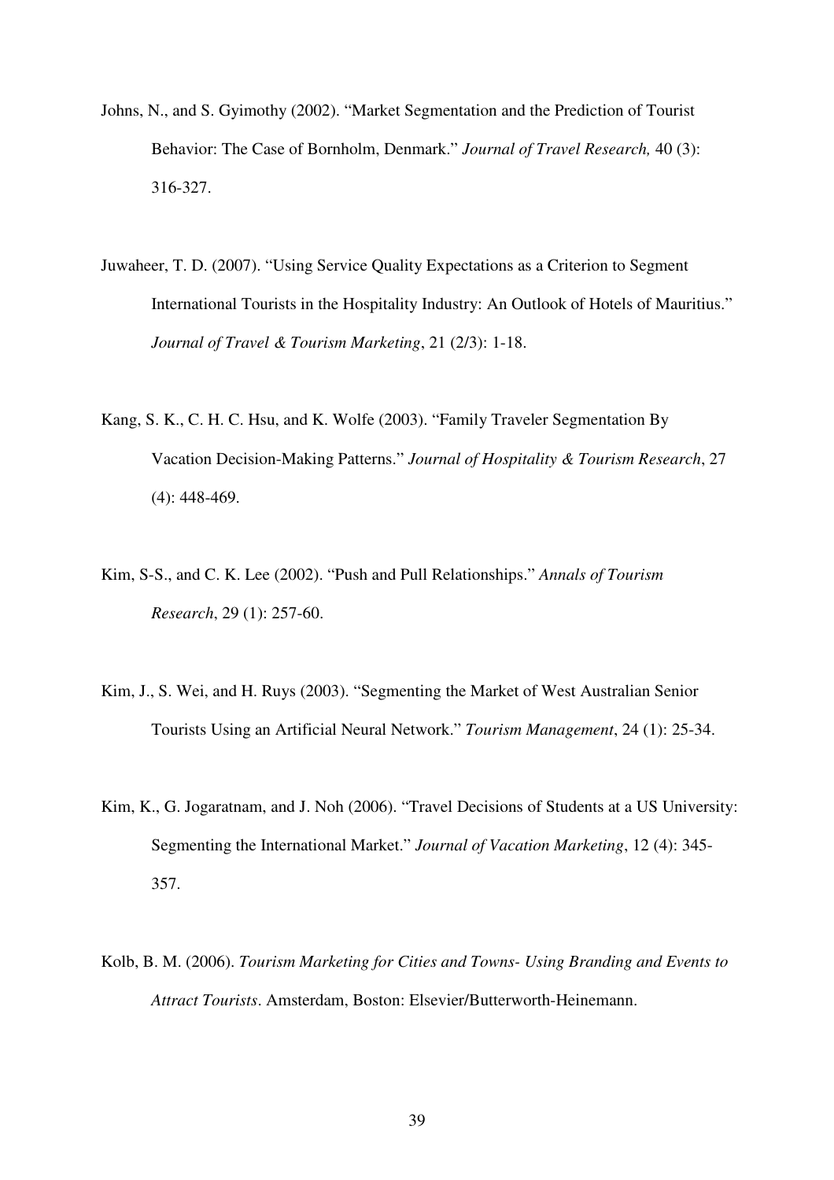Johns, N., and S. Gyimothy (2002). “Market Segmentation and the Prediction of Tourist Behavior: The Case of Bornholm, Denmark.” *Journal of Travel Research,* 40 (3): 316-327.

Juwaheer, T. D. (2007). “Using Service Quality Expectations as a Criterion to Segment International Tourists in the Hospitality Industry: An Outlook of Hotels of Mauritius.” *Journal of Travel & Tourism Marketing*, 21 (2/3): 1-18.

Kang, S. K., C. H. C. Hsu, and K. Wolfe (2003). “Family Traveler Segmentation By Vacation Decision-Making Patterns.” *Journal of Hospitality & Tourism Research*, 27 (4): 448-469.

Kim, S-S., and C. K. Lee (2002). “Push and Pull Relationships.” *Annals of Tourism Research*, 29 (1): 257-60.

Kim, J., S. Wei, and H. Ruys (2003). “Segmenting the Market of West Australian Senior Tourists Using an Artificial Neural Network.” *Tourism Management*, 24 (1): 25-34.

Kim, K., G. Jogaratnam, and J. Noh (2006). “Travel Decisions of Students at a US University: Segmenting the International Market.” *Journal of Vacation Marketing*, 12 (4): 345-357.

Kolb, B. M. (2006). *Tourism Marketing for Cities and Towns- Using Branding and Events to Attract Tourists*. Amsterdam, Boston: Elsevier/Butterworth-Heinemann.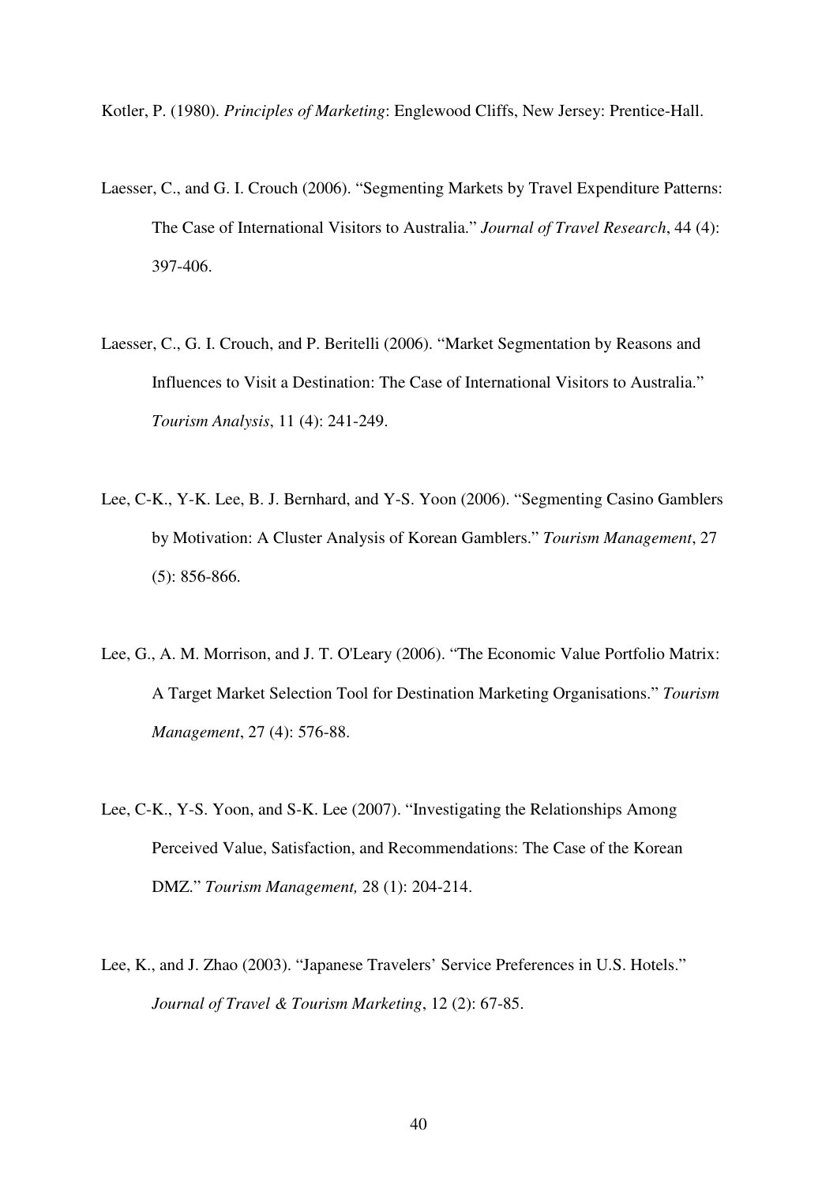Kotler, P. (1980). *Principles of Marketing*: Englewood Cliffs, New Jersey: Prentice-Hall.

Laesser, C., and G. I. Crouch (2006). "Segmenting Markets by Travel Expenditure Patterns: The Case of International Visitors to Australia." *Journal of Travel Research*, 44 (4): 397-406.

Laesser, C., G. I. Crouch, and P. Beritelli (2006). "Market Segmentation by Reasons and Influences to Visit a Destination: The Case of International Visitors to Australia." *Tourism Analysis*, 11 (4): 241-249.

Lee, C-K., Y-K. Lee, B. J. Bernhard, and Y-S. Yoon (2006). "Segmenting Casino Gamblers by Motivation: A Cluster Analysis of Korean Gamblers." *Tourism Management*, 27 (5): 856-866.

Lee, G., A. M. Morrison, and J. T. O'Leary (2006). "The Economic Value Portfolio Matrix: A Target Market Selection Tool for Destination Marketing Organisations." *Tourism Management*, 27 (4): 576-88.

Lee, C-K., Y-S. Yoon, and S-K. Lee (2007). "Investigating the Relationships Among Perceived Value, Satisfaction, and Recommendations: The Case of the Korean DMZ." *Tourism Management,* 28 (1): 204-214.

Lee, K., and J. Zhao (2003). "Japanese Travelers' Service Preferences in U.S. Hotels." *Journal of Travel & Tourism Marketing*, 12 (2): 67-85.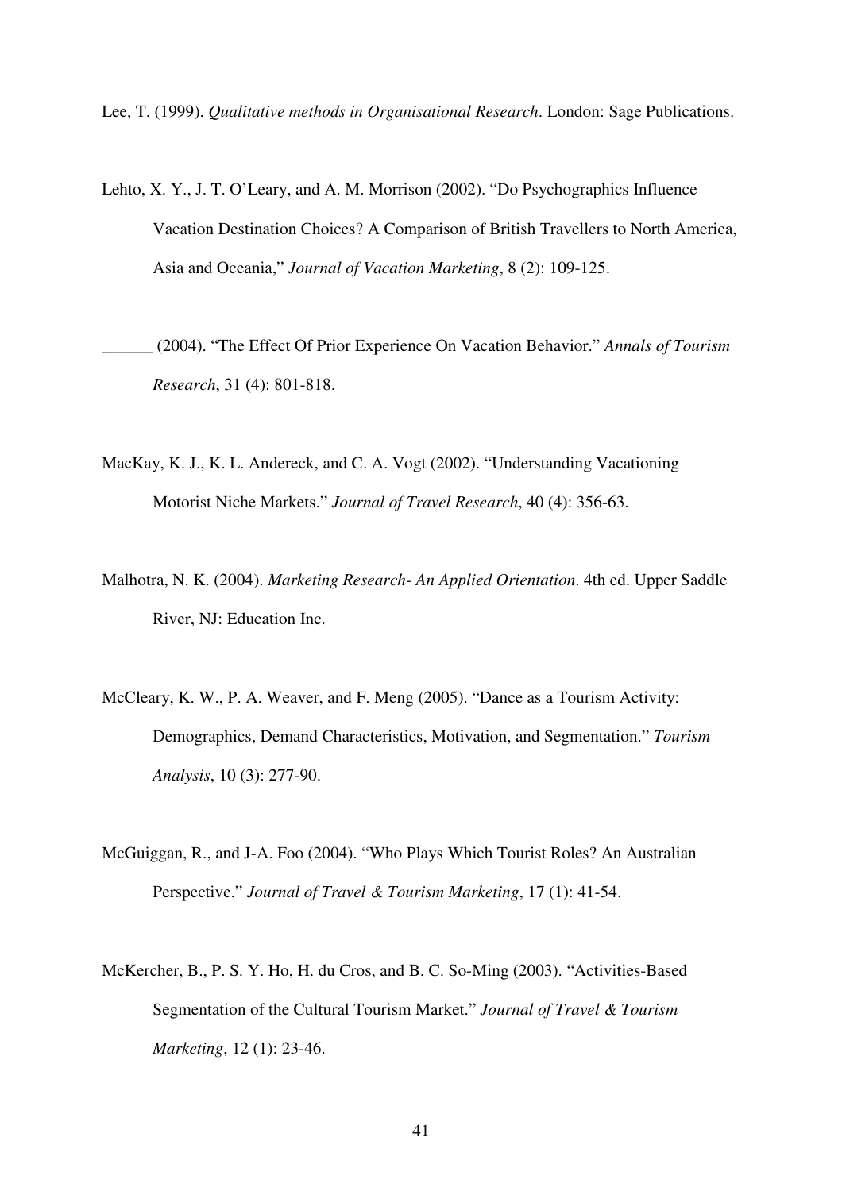Lee, T. (1999). *Qualitative methods in Organisational Research*. London: Sage Publications.

Lehto, X. Y., J. T. O'Leary, and A. M. Morrison (2002). "Do Psychographics Influence Vacation Destination Choices? A Comparison of British Travellers to North America, Asia and Oceania," *Journal of Vacation Marketing*, 8 (2): 109-125.

______ (2004). "The Effect Of Prior Experience On Vacation Behavior." *Annals of Tourism Research*, 31 (4): 801-818.

MacKay, K. J., K. L. Andereck, and C. A. Vogt (2002). "Understanding Vacationing Motorist Niche Markets." *Journal of Travel Research*, 40 (4): 356-63.

Malhotra, N. K. (2004). *Marketing Research- An Applied Orientation*. 4th ed. Upper Saddle River, NJ: Education Inc.

McCleary, K. W., P. A. Weaver, and F. Meng (2005). "Dance as a Tourism Activity: Demographics, Demand Characteristics, Motivation, and Segmentation." *Tourism Analysis*, 10 (3): 277-90.

McGuiggan, R., and J-A. Foo (2004). "Who Plays Which Tourist Roles? An Australian Perspective." *Journal of Travel & Tourism Marketing*, 17 (1): 41-54.

McKercher, B., P. S. Y. Ho, H. du Cros, and B. C. So-Ming (2003). "Activities-Based Segmentation of the Cultural Tourism Market." *Journal of Travel & Tourism Marketing*, 12 (1): 23-46.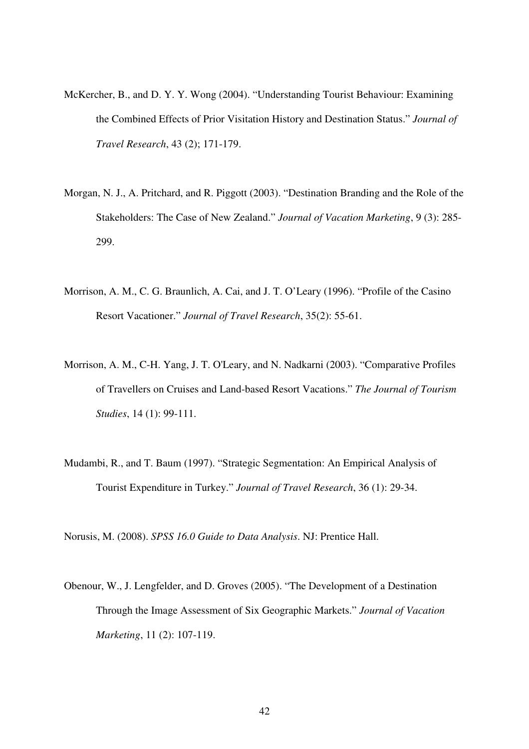McKercher, B., and D. Y. Y. Wong (2004). "Understanding Tourist Behaviour: Examining the Combined Effects of Prior Visitation History and Destination Status." *Journal of Travel Research*, 43 (2); 171-179.

Morgan, N. J., A. Pritchard, and R. Piggott (2003). "Destination Branding and the Role of the Stakeholders: The Case of New Zealand." *Journal of Vacation Marketing*, 9 (3): 285-299.

Morrison, A. M., C. G. Braunlich, A. Cai, and J. T. O'Leary (1996). "Profile of the Casino Resort Vacationer." *Journal of Travel Research*, 35(2): 55-61.

Morrison, A. M., C-H. Yang, J. T. O'Leary, and N. Nadkarni (2003). "Comparative Profiles of Travellers on Cruises and Land-based Resort Vacations." *The Journal of Tourism Studies*, 14 (1): 99-111.

Mudambi, R., and T. Baum (1997). "Strategic Segmentation: An Empirical Analysis of Tourist Expenditure in Turkey." *Journal of Travel Research*, 36 (1): 29-34.

Norusis, M. (2008). *SPSS 16.0 Guide to Data Analysis*. NJ: Prentice Hall.

Obenour, W., J. Lengfelder, and D. Groves (2005). "The Development of a Destination Through the Image Assessment of Six Geographic Markets." *Journal of Vacation Marketing*, 11 (2): 107-119.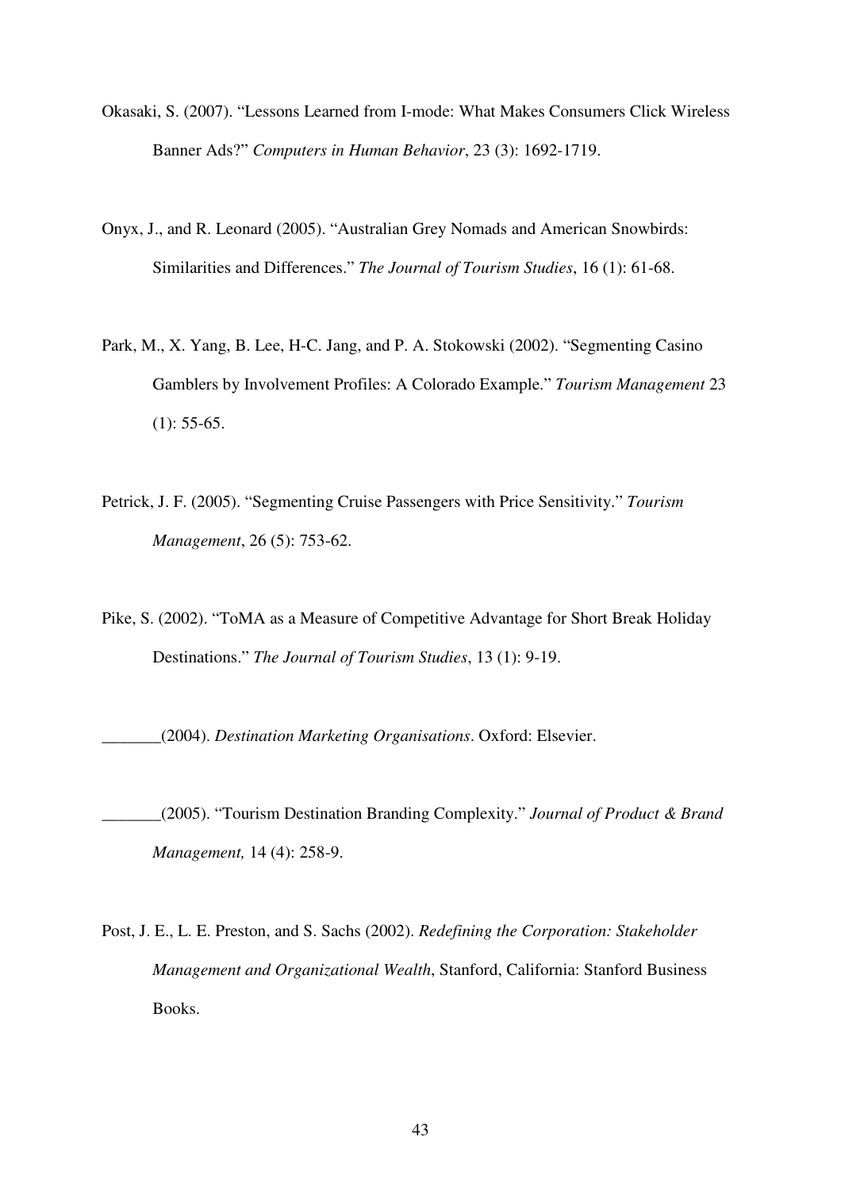Okasaki, S. (2007). "Lessons Learned from I-mode: What Makes Consumers Click Wireless Banner Ads?" *Computers in Human Behavior*, 23 (3): 1692-1719.

Onyx, J., and R. Leonard (2005). "Australian Grey Nomads and American Snowbirds: Similarities and Differences." *The Journal of Tourism Studies*, 16 (1): 61-68.

Park, M., X. Yang, B. Lee, H-C. Jang, and P. A. Stokowski (2002). "Segmenting Casino Gamblers by Involvement Profiles: A Colorado Example." *Tourism Management* 23 (1): 55-65.

Petrick, J. F. (2005). "Segmenting Cruise Passengers with Price Sensitivity." *Tourism Management*, 26 (5): 753-62.

Pike, S. (2002). "ToMA as a Measure of Competitive Advantage for Short Break Holiday Destinations." *The Journal of Tourism Studies*, 13 (1): 9-19.

_______(2004). *Destination Marketing Organisations*. Oxford: Elsevier.

_______(2005). "Tourism Destination Branding Complexity." *Journal of Product & Brand Management,* 14 (4): 258-9.

Post, J. E., L. E. Preston, and S. Sachs (2002). *Redefining the Corporation: Stakeholder Management and Organizational Wealth*, Stanford, California: Stanford Business Books.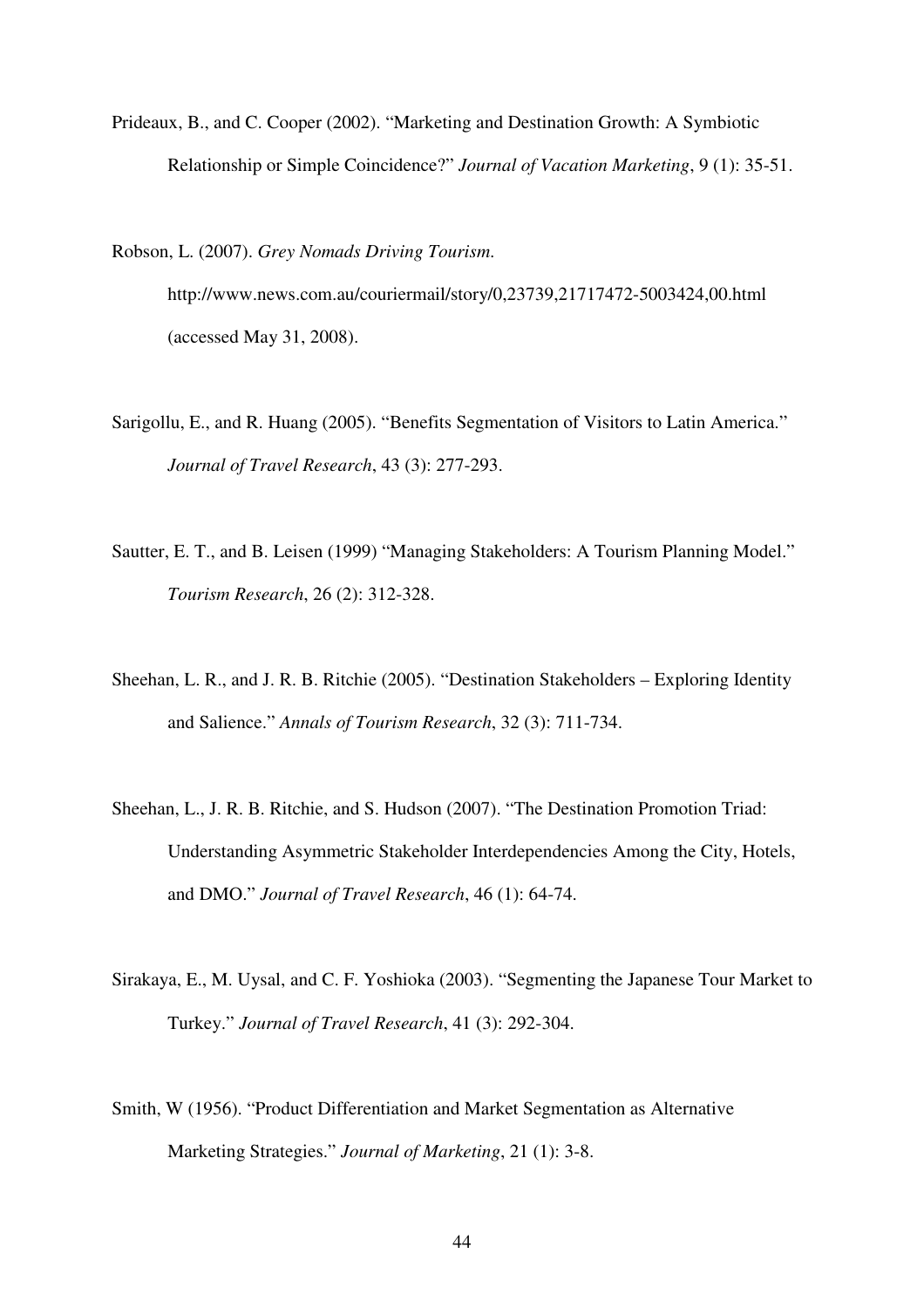Prideaux, B., and C. Cooper (2002). “Marketing and Destination Growth: A Symbiotic Relationship or Simple Coincidence?” *Journal of Vacation Marketing*, 9 (1): 35-51.

Robson, L. (2007). *Grey Nomads Driving Tourism.* http://www.news.com.au/couriermail/story/0,23739,21717472-5003424,00.html (accessed May 31, 2008).

Sarigollu, E., and R. Huang (2005). “Benefits Segmentation of Visitors to Latin America.” *Journal of Travel Research*, 43 (3): 277-293.

Sautter, E. T., and B. Leisen (1999) “Managing Stakeholders: A Tourism Planning Model.” *Tourism Research*, 26 (2): 312-328.

Sheehan, L. R., and J. R. B. Ritchie (2005). “Destination Stakeholders – Exploring Identity and Salience.” *Annals of Tourism Research*, 32 (3): 711-734.

Sheehan, L., J. R. B. Ritchie, and S. Hudson (2007). “The Destination Promotion Triad: Understanding Asymmetric Stakeholder Interdependencies Among the City, Hotels, and DMO.” *Journal of Travel Research*, 46 (1): 64-74.

Sirakaya, E., M. Uysal, and C. F. Yoshioka (2003). “Segmenting the Japanese Tour Market to Turkey.” *Journal of Travel Research*, 41 (3): 292-304.

Smith, W (1956). “Product Differentiation and Market Segmentation as Alternative Marketing Strategies.” *Journal of Marketing*, 21 (1): 3-8.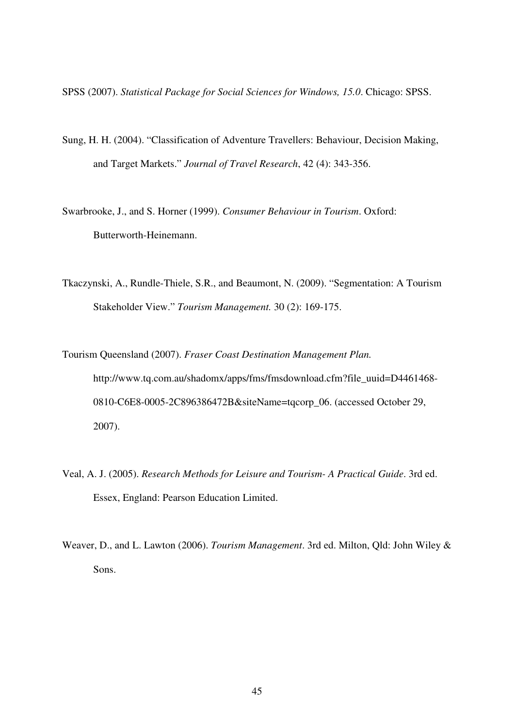SPSS (2007). *Statistical Package for Social Sciences for Windows, 15.0*. Chicago: SPSS.

Sung, H. H. (2004). "Classification of Adventure Travellers: Behaviour, Decision Making, and Target Markets." *Journal of Travel Research*, 42 (4): 343-356.

Swarbrooke, J., and S. Horner (1999). *Consumer Behaviour in Tourism*. Oxford: Butterworth-Heinemann.

Tkaczynski, A., Rundle-Thiele, S.R., and Beaumont, N. (2009). "Segmentation: A Tourism Stakeholder View." *Tourism Management.* 30 (2): 169-175.

Tourism Queensland (2007). *Fraser Coast Destination Management Plan.* http://www.tq.com.au/shadomx/apps/fms/fmsdownload.cfm?file_uuid=D4461468-0810-C6E8-0005-2C896386472B&siteName=tqcorp_06. (accessed October 29, 2007).

Veal, A. J. (2005). *Research Methods for Leisure and Tourism- A Practical Guide*. 3rd ed. Essex, England: Pearson Education Limited.

Weaver, D., and L. Lawton (2006). *Tourism Management*. 3rd ed. Milton, Qld: John Wiley & Sons.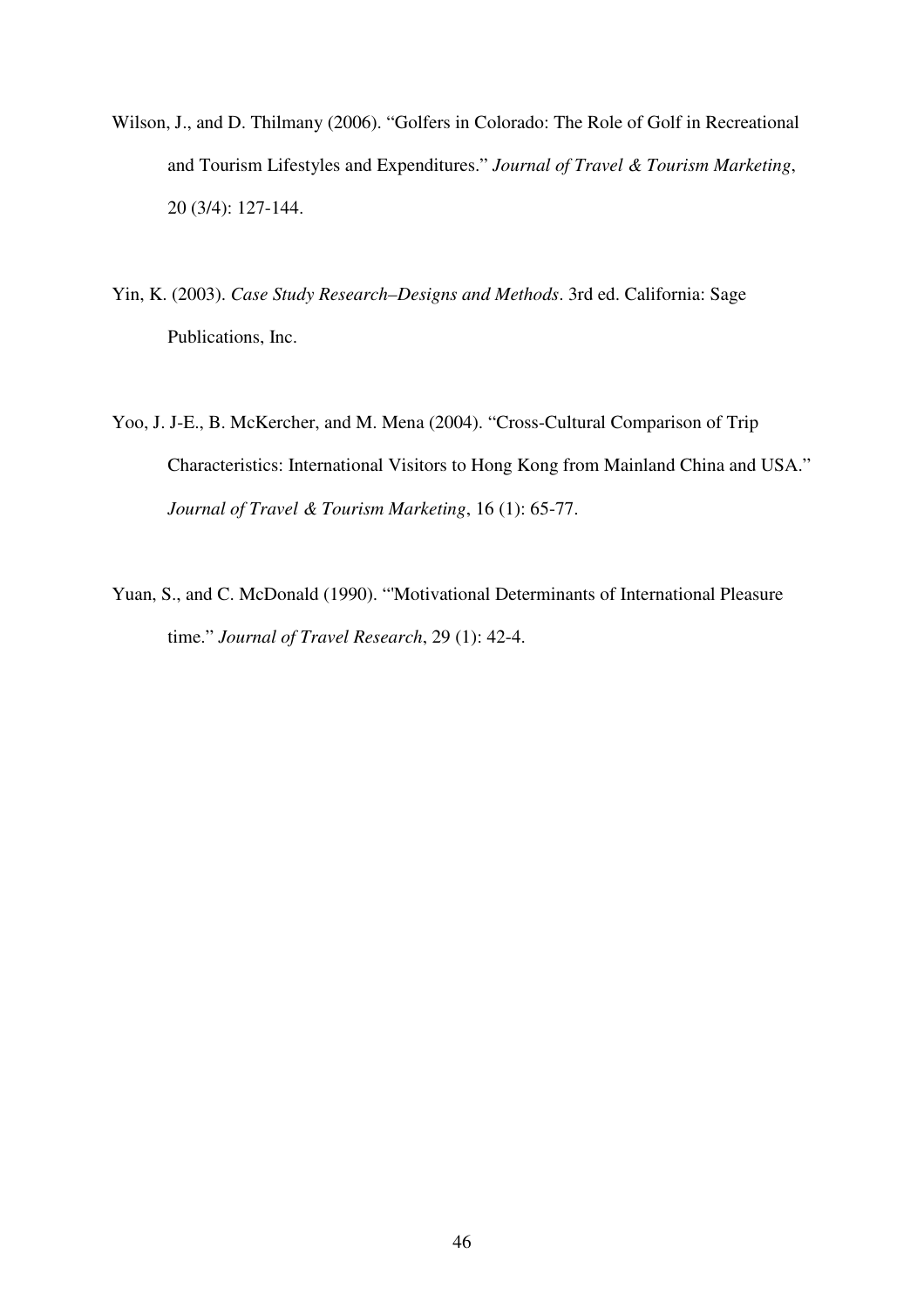Wilson, J., and D. Thilmany (2006). "Golfers in Colorado: The Role of Golf in Recreational and Tourism Lifestyles and Expenditures." *Journal of Travel & Tourism Marketing*, 20 (3/4): 127-144.

Yin, K. (2003). *Case Study Research–Designs and Methods*. 3rd ed. California: Sage Publications, Inc.

Yoo, J. J-E., B. McKercher, and M. Mena (2004). "Cross-Cultural Comparison of Trip Characteristics: International Visitors to Hong Kong from Mainland China and USA." *Journal of Travel & Tourism Marketing*, 16 (1): 65-77.

Yuan, S., and C. McDonald (1990). "'Motivational Determinants of International Pleasure time." *Journal of Travel Research*, 29 (1): 42-4.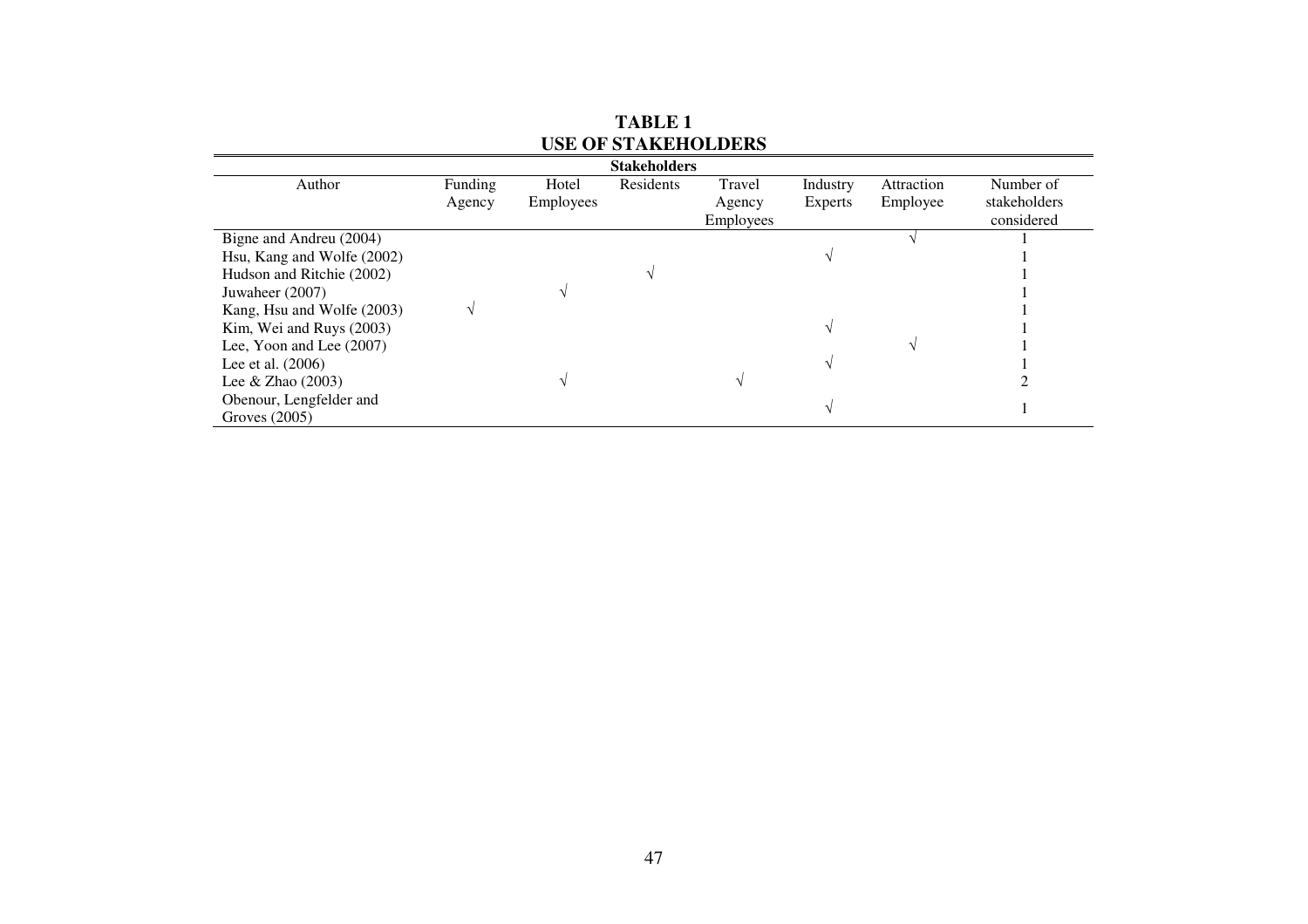**TABLE 1**
**USE OF STAKEHOLDERS**

| Author | Funding Agency | Hotel Employees | Residents | Travel Agency Employees | Industry Experts | Attraction Employee | Number of stakeholders considered |
|---|---|---|---|---|---|---|---|
| Bigne and Andreu (2004) | | | | | | √ | 1 |
| Hsu, Kang and Wolfe (2002) | | | | | √ | | 1 |
| Hudson and Ritchie (2002) | | | √ | | | | 1 |
| Juwaheer (2007) | | √ | | | | | 1 |
| Kang, Hsu and Wolfe (2003) | √ | | | | | | 1 |
| Kim, Wei and Ruys (2003) | | | | | √ | | 1 |
| Lee, Yoon and Lee (2007) | | | | | | √ | 1 |
| Lee et al. (2006) | | | | | √ | | 1 |
| Lee & Zhao (2003) | | √ | | √ | | | 2 |
| Obenour, Lengfelder and Groves (2005) | | | | | √ | | 1 |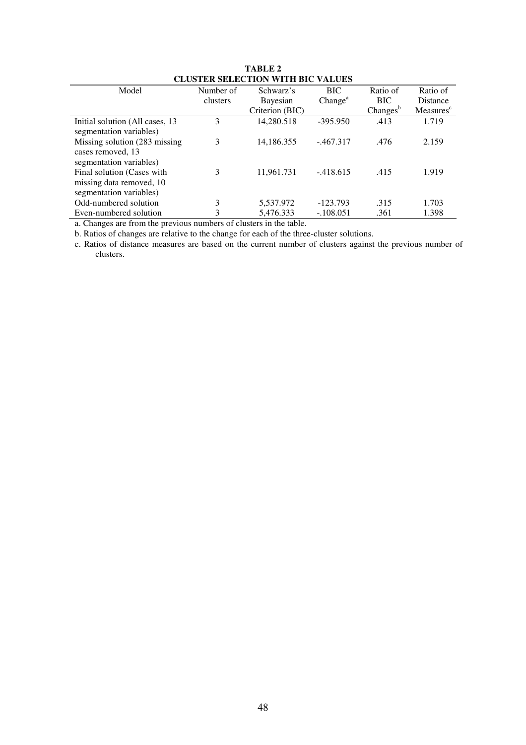**TABLE 2**
**CLUSTER SELECTION WITH BIC VALUES**

| Model | Number of clusters | Schwarz's Bayesian Criterion (BIC) | BIC Change[a] | Ratio of BIC Changes[b] | Ratio of Distance Measures[c] |
|---|---|---|---|---|---|
| Initial solution (All cases, 13 segmentation variables) | 3 | 14,280.518 | -395.950 | .413 | 1.719 |
| Missing solution (283 missing cases removed, 13 segmentation variables) | 3 | 14,186.355 | -.467.317 | .476 | 2.159 |
| Final solution (Cases with missing data removed, 10 segmentation variables) | 3 | 11,961.731 | -.418.615 | .415 | 1.919 |
| Odd-numbered solution | 3 | 5,537.972 | -123.793 | .315 | 1.703 |
| Even-numbered solution | 3 | 5,476.333 | -.108.051 | .361 | 1.398 |

a. Changes are from the previous numbers of clusters in the table.

b. Ratios of changes are relative to the change for each of the three-cluster solutions.

c. Ratios of distance measures are based on the current number of clusters against the previous number of clusters.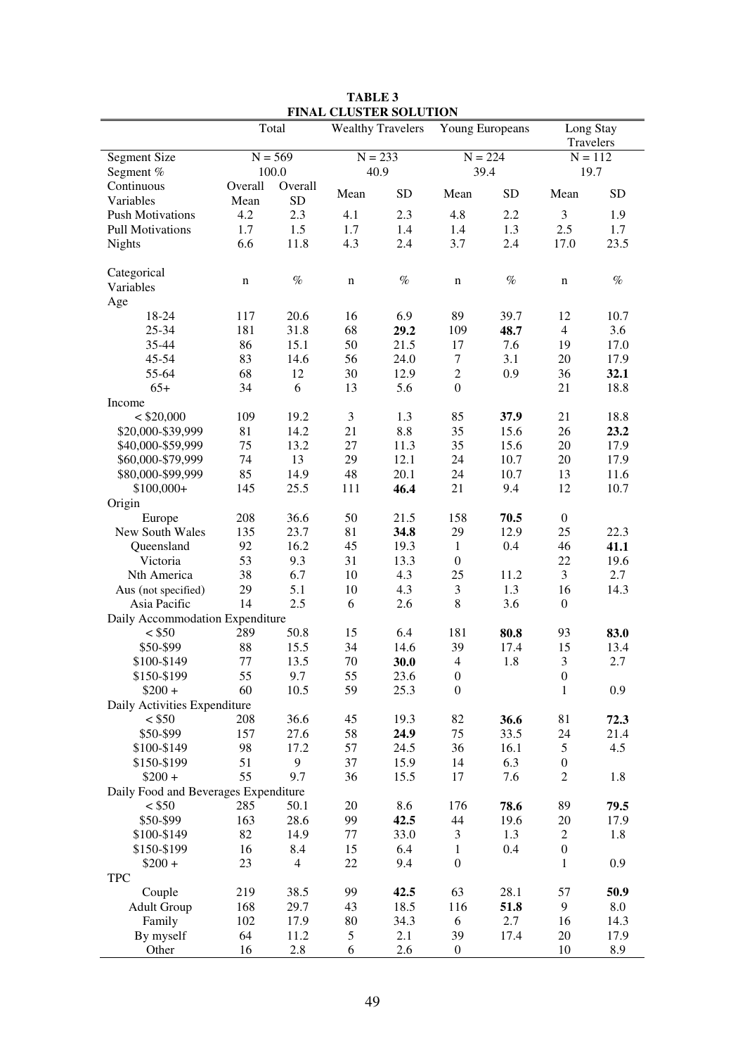**TABLE 3**
**FINAL CLUSTER SOLUTION**

| | Total | | Wealthy Travelers | | Young Europeans | | Long Stay Travelers | |
|---|---|---|---|---|---|---|---|---|
| Segment Size | N = 569 | | N = 233 | | N = 224 | | N = 112 | |
| Segment % | 100.0 | | 40.9 | | 39.4 | | 19.7 | |
| Continuous Variables | Overall Mean | Overall SD | Mean | SD | Mean | SD | Mean | SD |
| Push Motivations | 4.2 | 2.3 | 4.1 | 2.3 | 4.8 | 2.2 | 3 | 1.9 |
| Pull Motivations | 1.7 | 1.5 | 1.7 | 1.4 | 1.4 | 1.3 | 2.5 | 1.7 |
| Nights | 6.6 | 11.8 | 4.3 | 2.4 | 3.7 | 2.4 | 17.0 | 23.5 |
| Categorical Variables | n | % | n | % | n | % | n | % |
| Age | | | | | | | | |
| 18-24 | 117 | 20.6 | 16 | 6.9 | 89 | 39.7 | 12 | 10.7 |
| 25-34 | 181 | 31.8 | 68 | **29.2** | 109 | **48.7** | 4 | 3.6 |
| 35-44 | 86 | 15.1 | 50 | 21.5 | 17 | 7.6 | 19 | 17.0 |
| 45-54 | 83 | 14.6 | 56 | 24.0 | 7 | 3.1 | 20 | 17.9 |
| 55-64 | 68 | 12 | 30 | 12.9 | 2 | 0.9 | 36 | **32.1** |
| 65+ | 34 | 6 | 13 | 5.6 | 0 | | 21 | 18.8 |
| Income | | | | | | | | |
| < $20,000 | 109 | 19.2 | 3 | 1.3 | 85 | **37.9** | 21 | 18.8 |
| $20,000-$39,999 | 81 | 14.2 | 21 | 8.8 | 35 | 15.6 | 26 | **23.2** |
| $40,000-$59,999 | 75 | 13.2 | 27 | 11.3 | 35 | 15.6 | 20 | 17.9 |
| $60,000-$79,999 | 74 | 13 | 29 | 12.1 | 24 | 10.7 | 20 | 17.9 |
| $80,000-$99,999 | 85 | 14.9 | 48 | 20.1 | 24 | 10.7 | 13 | 11.6 |
| $100,000+ | 145 | 25.5 | 111 | **46.4** | 21 | 9.4 | 12 | 10.7 |
| Origin | | | | | | | | |
| Europe | 208 | 36.6 | 50 | 21.5 | 158 | **70.5** | 0 | |
| New South Wales | 135 | 23.7 | 81 | **34.8** | 29 | 12.9 | 25 | 22.3 |
| Queensland | 92 | 16.2 | 45 | 19.3 | 1 | 0.4 | 46 | **41.1** |
| Victoria | 53 | 9.3 | 31 | 13.3 | 0 | | 22 | 19.6 |
| Nth America | 38 | 6.7 | 10 | 4.3 | 25 | 11.2 | 3 | 2.7 |
| Aus (not specified) | 29 | 5.1 | 10 | 4.3 | 3 | 1.3 | 16 | 14.3 |
| Asia Pacific | 14 | 2.5 | 6 | 2.6 | 8 | 3.6 | 0 | |
| Daily Accommodation Expenditure | | | | | | | | |
| < $50 | 289 | 50.8 | 15 | 6.4 | 181 | **80.8** | 93 | **83.0** |
| $50-$99 | 88 | 15.5 | 34 | 14.6 | 39 | 17.4 | 15 | 13.4 |
| $100-$149 | 77 | 13.5 | 70 | **30.0** | 4 | 1.8 | 3 | 2.7 |
| $150-$199 | 55 | 9.7 | 55 | 23.6 | 0 | | 0 | |
| $200 + | 60 | 10.5 | 59 | 25.3 | 0 | | 1 | 0.9 |
| Daily Activities Expenditure | | | | | | | | |
| < $50 | 208 | 36.6 | 45 | 19.3 | 82 | **36.6** | 81 | **72.3** |
| $50-$99 | 157 | 27.6 | 58 | **24.9** | 75 | 33.5 | 24 | 21.4 |
| $100-$149 | 98 | 17.2 | 57 | 24.5 | 36 | 16.1 | 5 | 4.5 |
| $150-$199 | 51 | 9 | 37 | 15.9 | 14 | 6.3 | 0 | |
| $200 + | 55 | 9.7 | 36 | 15.5 | 17 | 7.6 | 2 | 1.8 |
| Daily Food and Beverages Expenditure | | | | | | | | |
| < $50 | 285 | 50.1 | 20 | 8.6 | 176 | **78.6** | 89 | **79.5** |
| $50-$99 | 163 | 28.6 | 99 | **42.5** | 44 | 19.6 | 20 | 17.9 |
| $100-$149 | 82 | 14.9 | 77 | 33.0 | 3 | 1.3 | 2 | 1.8 |
| $150-$199 | 16 | 8.4 | 15 | 6.4 | 1 | 0.4 | 0 | |
| $200 + | 23 | 4 | 22 | 9.4 | 0 | | 1 | 0.9 |
| TPC | | | | | | | | |
| Couple | 219 | 38.5 | 99 | **42.5** | 63 | 28.1 | 57 | **50.9** |
| Adult Group | 168 | 29.7 | 43 | 18.5 | 116 | **51.8** | 9 | 8.0 |
| Family | 102 | 17.9 | 80 | 34.3 | 6 | 2.7 | 16 | 14.3 |
| By myself | 64 | 11.2 | 5 | 2.1 | 39 | 17.4 | 20 | 17.9 |
| Other | 16 | 2.8 | 6 | 2.6 | 0 | | 10 | 8.9 |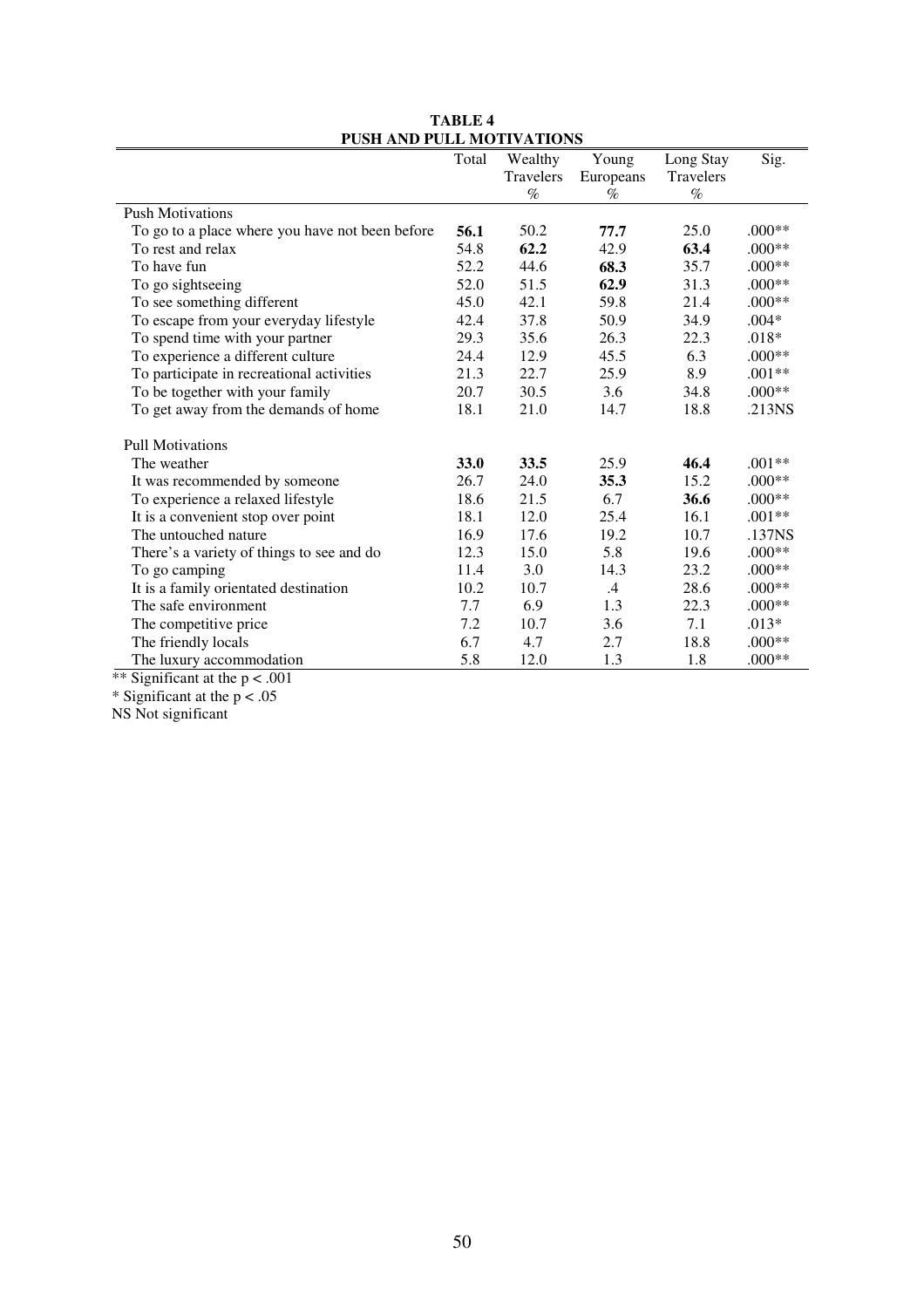**TABLE 4**
**PUSH AND PULL MOTIVATIONS**

| | Total | Wealthy Travelers % | Young Europeans % | Long Stay Travelers % | Sig. |
|---|---|---|---|---|---|
| Push Motivations | | | | | |
| To go to a place where you have not been before | **56.1** | 50.2 | **77.7** | 25.0 | .000** |
| To rest and relax | 54.8 | **62.2** | 42.9 | **63.4** | .000** |
| To have fun | 52.2 | 44.6 | **68.3** | 35.7 | .000** |
| To go sightseeing | 52.0 | 51.5 | **62.9** | 31.3 | .000** |
| To see something different | 45.0 | 42.1 | 59.8 | 21.4 | .000** |
| To escape from your everyday lifestyle | 42.4 | 37.8 | 50.9 | 34.9 | .004* |
| To spend time with your partner | 29.3 | 35.6 | 26.3 | 22.3 | .018* |
| To experience a different culture | 24.4 | 12.9 | 45.5 | 6.3 | .000** |
| To participate in recreational activities | 21.3 | 22.7 | 25.9 | 8.9 | .001** |
| To be together with your family | 20.7 | 30.5 | 3.6 | 34.8 | .000** |
| To get away from the demands of home | 18.1 | 21.0 | 14.7 | 18.8 | .213NS |
| Pull Motivations | | | | | |
| The weather | **33.0** | **33.5** | 25.9 | **46.4** | .001** |
| It was recommended by someone | 26.7 | 24.0 | **35.3** | 15.2 | .000** |
| To experience a relaxed lifestyle | 18.6 | 21.5 | 6.7 | **36.6** | .000** |
| It is a convenient stop over point | 18.1 | 12.0 | 25.4 | 16.1 | .001** |
| The untouched nature | 16.9 | 17.6 | 19.2 | 10.7 | .137NS |
| There's a variety of things to see and do | 12.3 | 15.0 | 5.8 | 19.6 | .000** |
| To go camping | 11.4 | 3.0 | 14.3 | 23.2 | .000** |
| It is a family orientated destination | 10.2 | 10.7 | .4 | 28.6 | .000** |
| The safe environment | 7.7 | 6.9 | 1.3 | 22.3 | .000** |
| The competitive price | 7.2 | 10.7 | 3.6 | 7.1 | .013* |
| The friendly locals | 6.7 | 4.7 | 2.7 | 18.8 | .000** |
| The luxury accommodation | 5.8 | 12.0 | 1.3 | 1.8 | .000** |

** Significant at the $p < .001$

* Significant at the $p < .05$

NS Not significant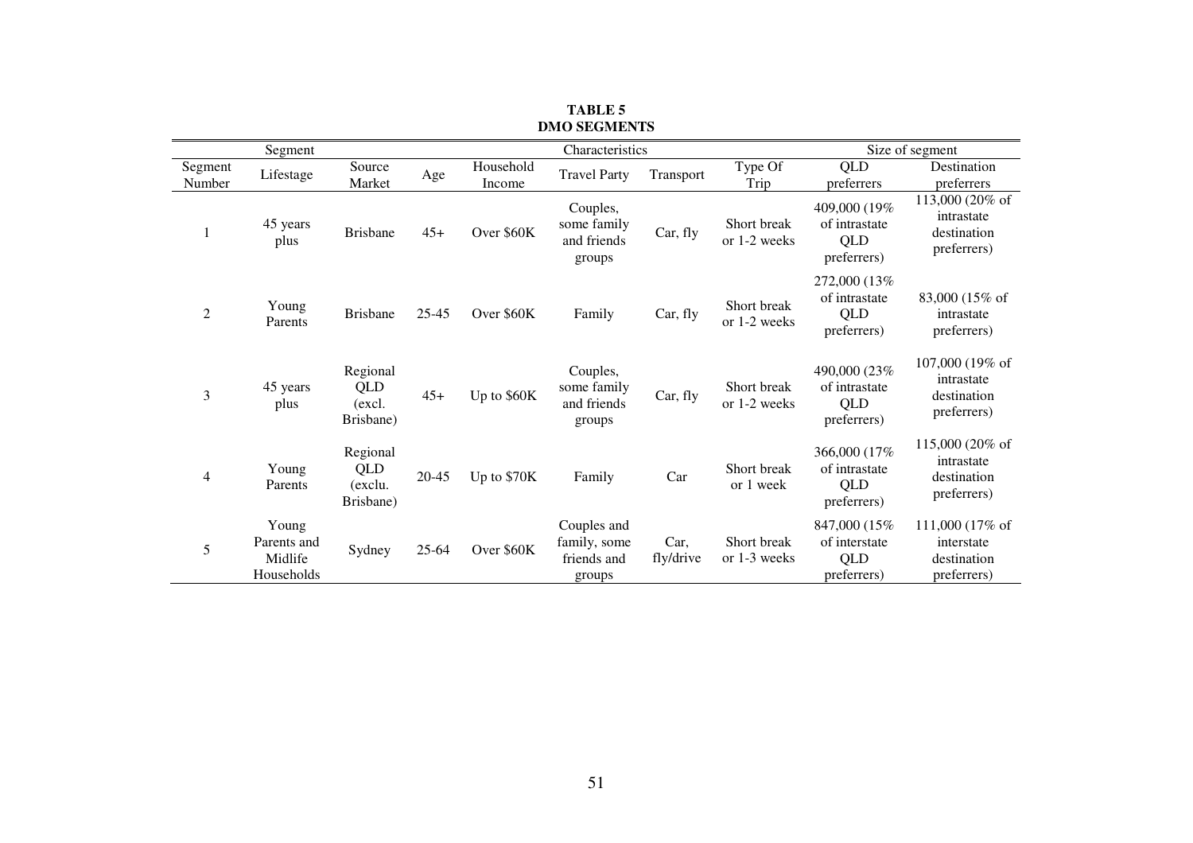**TABLE 5**
**DMO SEGMENTS**

| Segment | | Characteristics | | | | | | | Size of segment | |
|---|---|---|---|---|---|---|---|---|---|---|
| Segment Number | Lifestage | Source Market | Age | Household Income | Travel Party | Transport | Type Of Trip | QLD preferrers | Destination preferrers |
| 1 | 45 years plus | Brisbane | 45+ | Over $60K | Couples, some family and friends groups | Car, fly | Short break or 1-2 weeks | 409,000 (19% of intrastate QLD preferrers) | 113,000 (20% of intrastate destination preferrers) |
| 2 | Young Parents | Brisbane | 25-45 | Over $60K | Family | Car, fly | Short break or 1-2 weeks | 272,000 (13% of intrastate QLD preferrers) | 83,000 (15% of intrastate preferrers) |
| 3 | 45 years plus | Regional QLD (excl. Brisbane) | 45+ | Up to $60K | Couples, some family and friends groups | Car, fly | Short break or 1-2 weeks | 490,000 (23% of intrastate QLD preferrers) | 107,000 (19% of intrastate destination preferrers) |
| 4 | Young Parents | Regional QLD (exclu. Brisbane) | 20-45 | Up to $70K | Family | Car | Short break or 1 week | 366,000 (17% of intrastate QLD preferrers) | 115,000 (20% of intrastate destination preferrers) |
| 5 | Young Parents and Midlife Households | Sydney | 25-64 | Over $60K | Couples and family, some friends and groups | Car, fly/drive | Short break or 1-3 weeks | 847,000 (15% of interstate QLD preferrers) | 111,000 (17% of interstate destination preferrers) |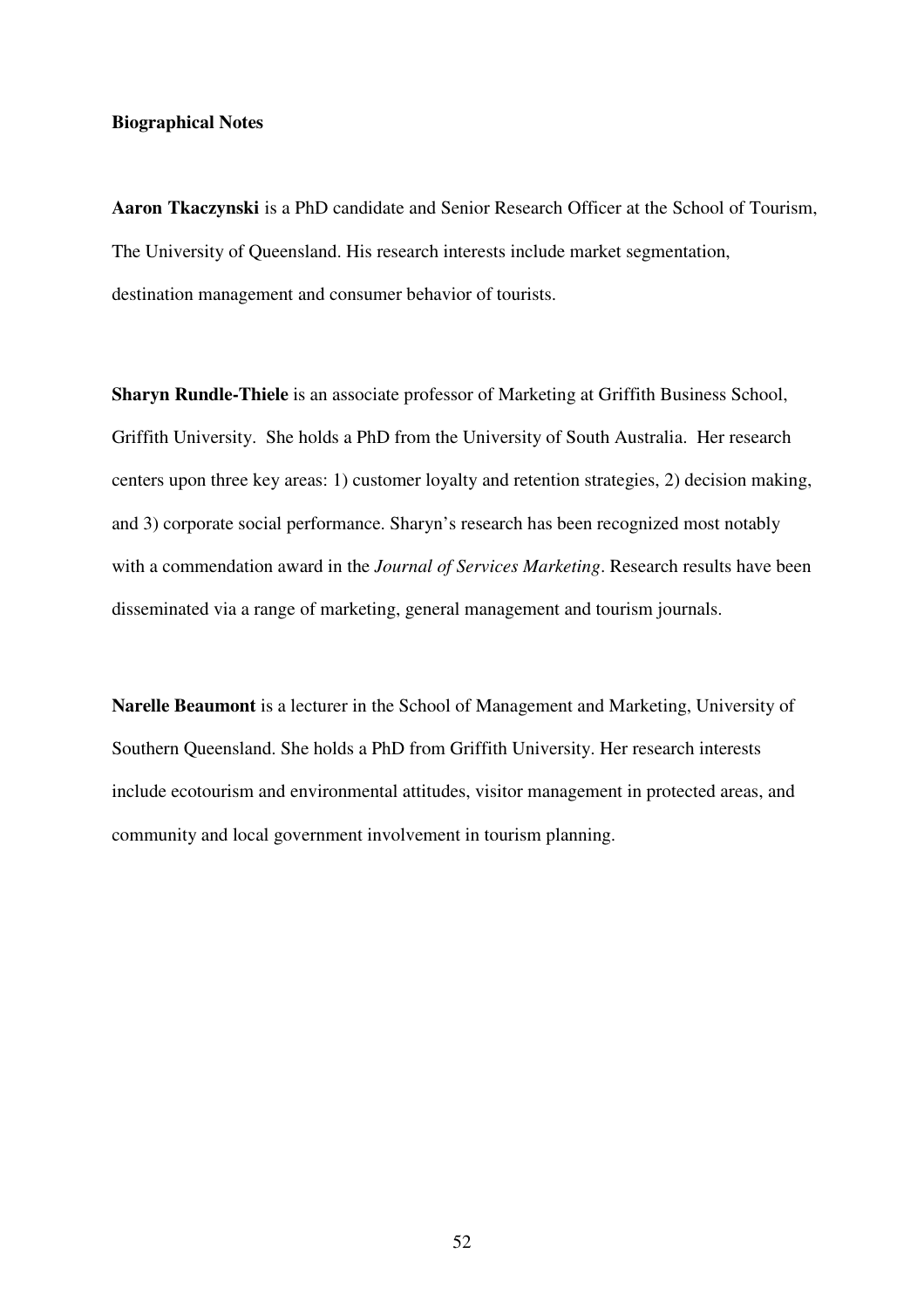**Biographical Notes**

**Aaron Tkaczynski** is a PhD candidate and Senior Research Officer at the School of Tourism, The University of Queensland. His research interests include market segmentation, destination management and consumer behavior of tourists.

**Sharyn Rundle-Thiele** is an associate professor of Marketing at Griffith Business School, Griffith University. She holds a PhD from the University of South Australia. Her research centers upon three key areas: 1) customer loyalty and retention strategies, 2) decision making, and 3) corporate social performance. Sharyn's research has been recognized most notably with a commendation award in the *Journal of Services Marketing*. Research results have been disseminated via a range of marketing, general management and tourism journals.

**Narelle Beaumont** is a lecturer in the School of Management and Marketing, University of Southern Queensland. She holds a PhD from Griffith University. Her research interests include ecotourism and environmental attitudes, visitor management in protected areas, and community and local government involvement in tourism planning.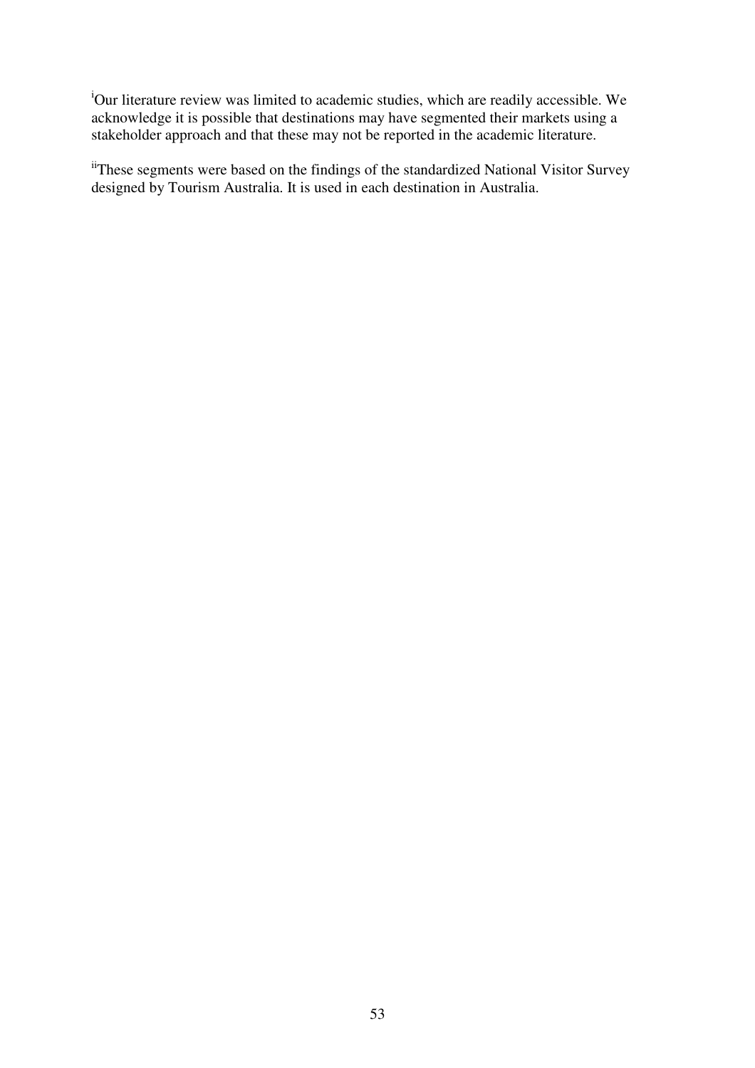[i]Our literature review was limited to academic studies, which are readily accessible. We acknowledge it is possible that destinations may have segmented their markets using a stakeholder approach and that these may not be reported in the academic literature.

[ii]These segments were based on the findings of the standardized National Visitor Survey designed by Tourism Australia. It is used in each destination in Australia.